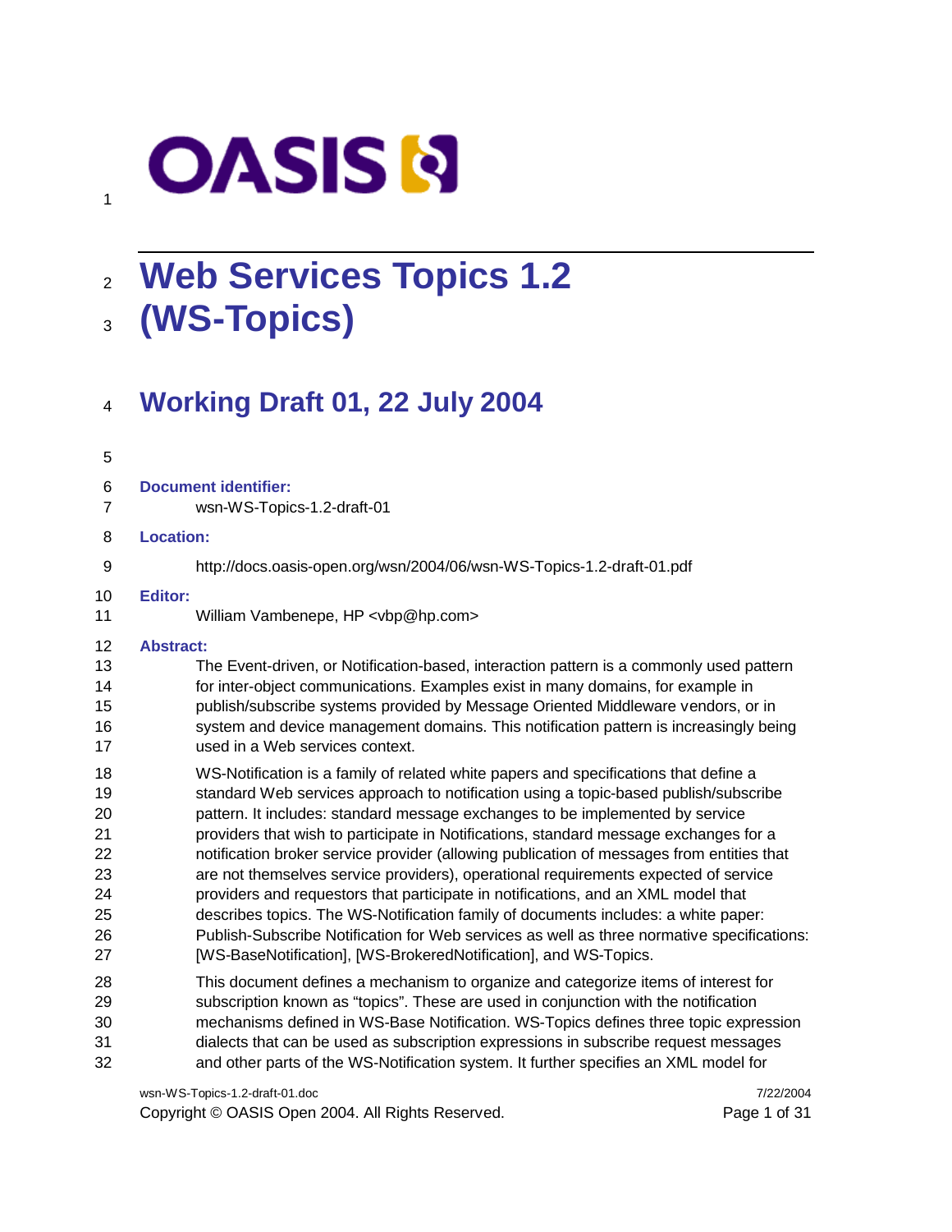# Web Services Topics 1.2 (WS-Topics)

## Working Draft 01, 22 July 2004

**Document identifier:**

wsn-WS-Topics-1.2-draft-01

**Location:**

http://docs.oasis-open.org/wsn/2004/06/wsn-WS-Topics-1.2-draft-01.pdf

**Editor:**

William Vambenepe, HP <vbp@hp.com>

**Abstract:**

The Event-driven, or Notification-based, interaction pattern is a commonly used pattern for inter-object communications. Examples exist in many domains, for example in publish/subscribe systems provided by Message Oriented Middleware vendors, or in system and device management domains. This notification pattern is increasingly being used in a Web services context.

WS-Notification is a family of related white papers and specifications that define a standard Web services approach to notification using a topic-based publish/subscribe pattern. It includes: standard message exchanges to be implemented by service providers that wish to participate in Notifications, standard message exchanges for a notification broker service provider (allowing publication of messages from entities that are not themselves service providers), operational requirements expected of service providers and requestors that participate in notifications, and an XML model that describes topics. The WS-Notification family of documents includes: a white paper: Publish-Subscribe Notification for Web services as well as three normative specifications: [WS-BaseNotification], [WS-BrokeredNotification], and WS-Topics.

This document defines a mechanism to organize and categorize items of interest for subscription known as "topics". These are used in conjunction with the notification mechanisms defined in WS-Base Notification. WS-Topics defines three topic expression dialects that can be used as subscription expressions in subscribe request messages and other parts of the WS-Notification system. It further specifies an XML model for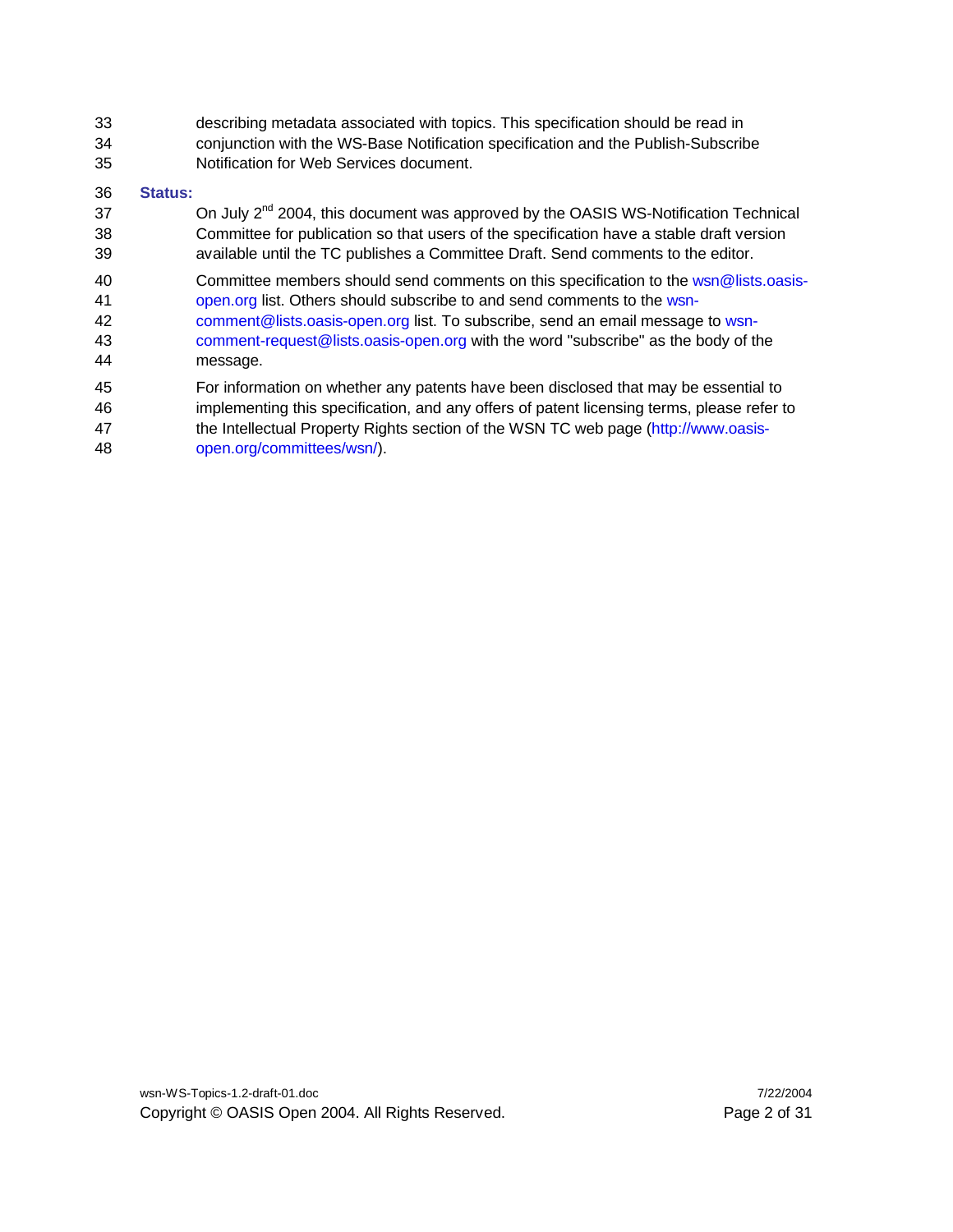describing metadata associated with topics. This specification should be read in conjunction with the WS-Base Notification specification and the Publish-Subscribe Notification for Web Services document.

**Status:**

On July 2nd 2004, this document was approved by the OASIS WS-Notification Technical Committee for publication so that users of the specification have a stable draft version available until the TC publishes a Committee Draft. Send comments to the editor.

Committee members should send comments on this specification to the wsn@lists.oasis-open.org list. Others should subscribe to and send comments to the wsn-comment@lists.oasis-open.org list. To subscribe, send an email message to wsn-comment-request@lists.oasis-open.org with the word "subscribe" as the body of the message.

For information on whether any patents have been disclosed that may be essential to implementing this specification, and any offers of patent licensing terms, please refer to the Intellectual Property Rights section of the WSN TC web page (http://www.oasis-open.org/committees/wsn/).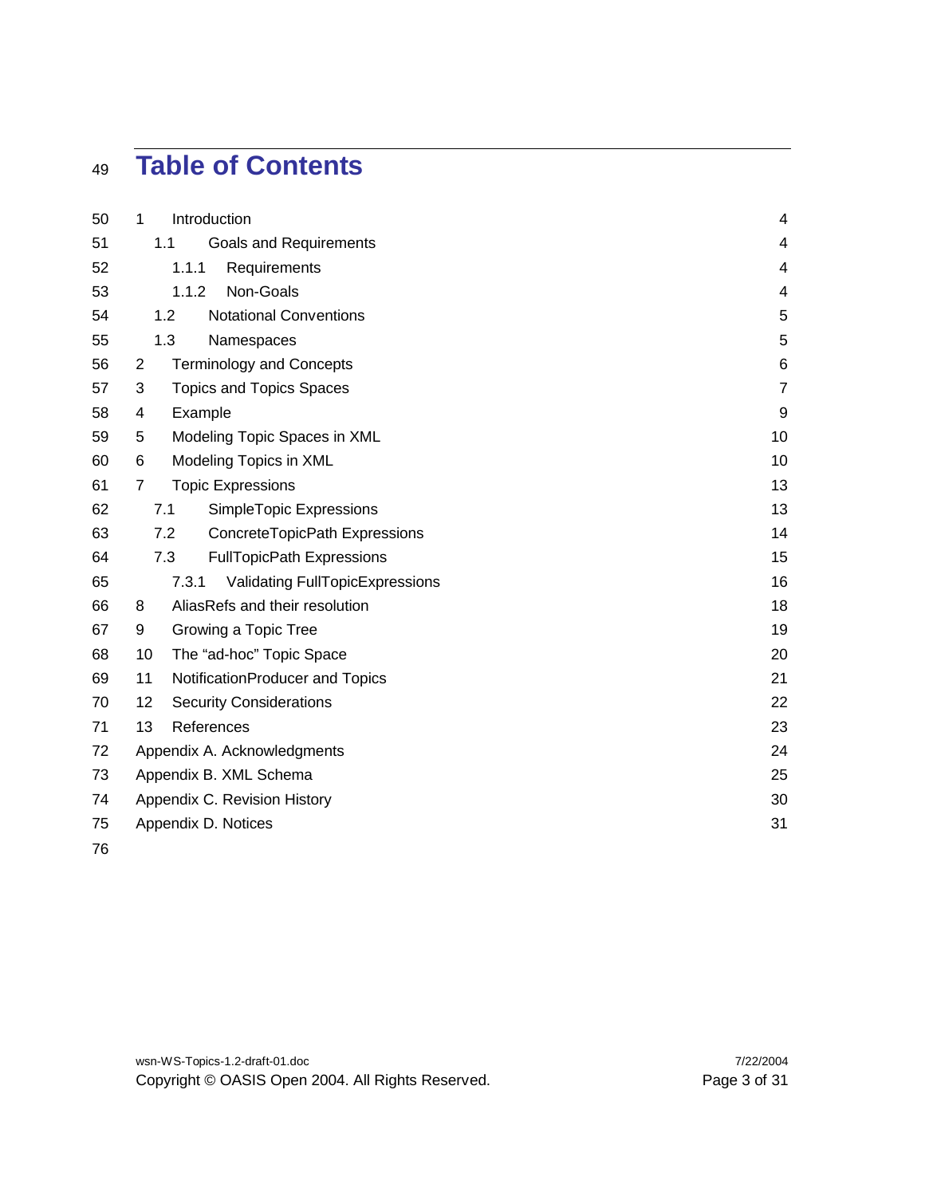# Table of Contents

1 Introduction 4
  1.1 Goals and Requirements 4
    1.1.1 Requirements 4
    1.1.2 Non-Goals 4
  1.2 Notational Conventions 5
  1.3 Namespaces 5
2 Terminology and Concepts 6
3 Topics and Topics Spaces 7
4 Example 9
5 Modeling Topic Spaces in XML 10
6 Modeling Topics in XML 10
7 Topic Expressions 13
  7.1 SimpleTopic Expressions 13
  7.2 ConcreteTopicPath Expressions 14
  7.3 FullTopicPath Expressions 15
    7.3.1 Validating FullTopicExpressions 16
8 AliasRefs and their resolution 18
9 Growing a Topic Tree 19
10 The “ad-hoc” Topic Space 20
11 NotificationProducer and Topics 21
12 Security Considerations 22
13 References 23
Appendix A. Acknowledgments 24
Appendix B. XML Schema 25
Appendix C. Revision History 30
Appendix D. Notices 31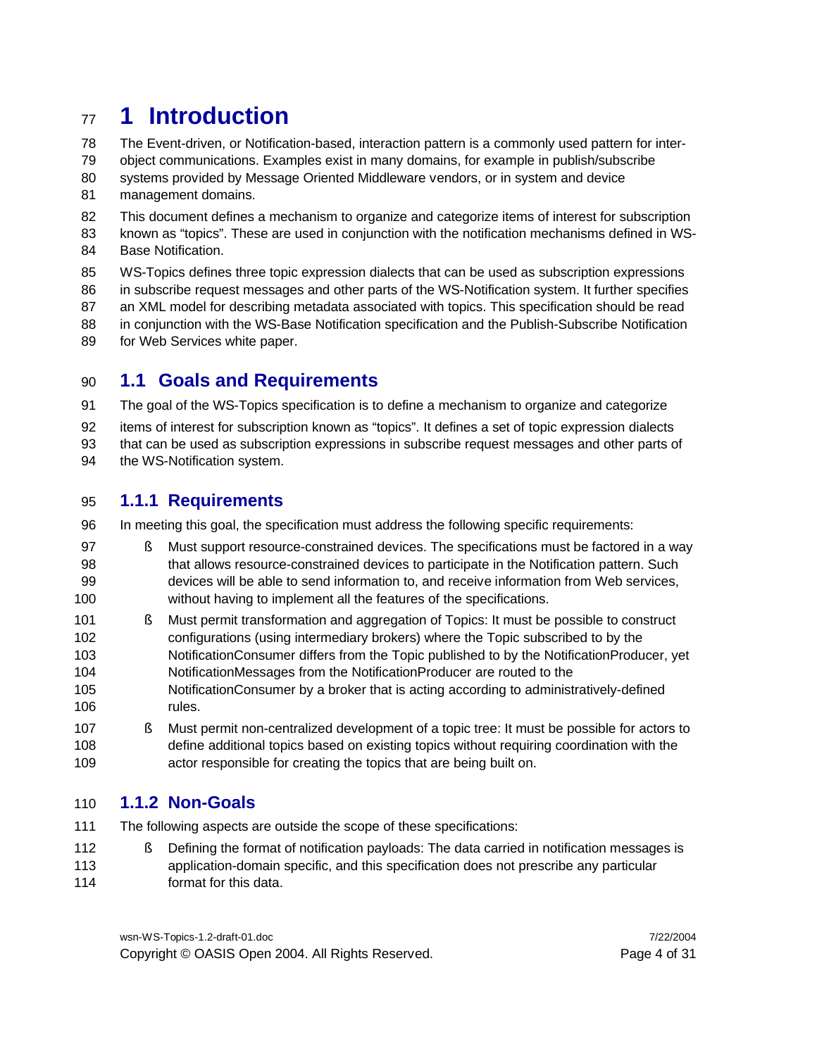# 1 Introduction

The Event-driven, or Notification-based, interaction pattern is a commonly used pattern for inter-object communications. Examples exist in many domains, for example in publish/subscribe systems provided by Message Oriented Middleware vendors, or in system and device management domains.

This document defines a mechanism to organize and categorize items of interest for subscription known as "topics". These are used in conjunction with the notification mechanisms defined in WS-Base Notification.

WS-Topics defines three topic expression dialects that can be used as subscription expressions in subscribe request messages and other parts of the WS-Notification system. It further specifies an XML model for describing metadata associated with topics. This specification should be read in conjunction with the WS-Base Notification specification and the Publish-Subscribe Notification for Web Services white paper.

## 1.1 Goals and Requirements

The goal of the WS-Topics specification is to define a mechanism to organize and categorize items of interest for subscription known as "topics". It defines a set of topic expression dialects that can be used as subscription expressions in subscribe request messages and other parts of the WS-Notification system.

### 1.1.1 Requirements

In meeting this goal, the specification must address the following specific requirements:

- Must support resource-constrained devices. The specifications must be factored in a way that allows resource-constrained devices to participate in the Notification pattern. Such devices will be able to send information to, and receive information from Web services, without having to implement all the features of the specifications.
- Must permit transformation and aggregation of Topics: It must be possible to construct configurations (using intermediary brokers) where the Topic subscribed to by the NotificationConsumer differs from the Topic published to by the NotificationProducer, yet NotificationMessages from the NotificationProducer are routed to the NotificationConsumer by a broker that is acting according to administratively-defined rules.
- Must permit non-centralized development of a topic tree: It must be possible for actors to define additional topics based on existing topics without requiring coordination with the actor responsible for creating the topics that are being built on.

### 1.1.2 Non-Goals

The following aspects are outside the scope of these specifications:

- Defining the format of notification payloads: The data carried in notification messages is application-domain specific, and this specification does not prescribe any particular format for this data.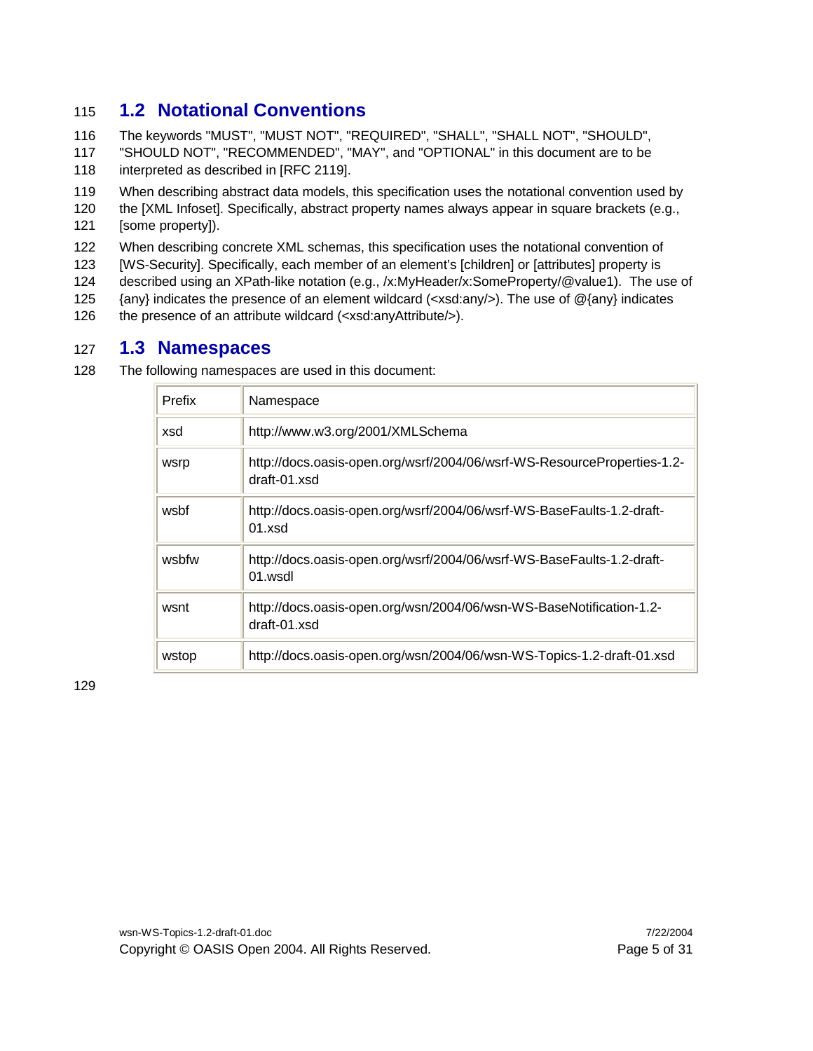## 1.2 Notational Conventions

The keywords "MUST", "MUST NOT", "REQUIRED", "SHALL", "SHALL NOT", "SHOULD", "SHOULD NOT", "RECOMMENDED", "MAY", and "OPTIONAL" in this document are to be interpreted as described in [RFC 2119].

When describing abstract data models, this specification uses the notational convention used by the [XML Infoset]. Specifically, abstract property names always appear in square brackets (e.g., [some property]).

When describing concrete XML schemas, this specification uses the notational convention of [WS-Security]. Specifically, each member of an element's [children] or [attributes] property is described using an XPath-like notation (e.g., /x:MyHeader/x:SomeProperty/@value1). The use of {any} indicates the presence of an element wildcard (<xsd:any/>). The use of @{any} indicates the presence of an attribute wildcard (<xsd:anyAttribute/>).

## 1.3 Namespaces

The following namespaces are used in this document:

| Prefix | Namespace |
|---|---|
| xsd | http://www.w3.org/2001/XMLSchema |
| wsrp | http://docs.oasis-open.org/wsrf/2004/06/wsrf-WS-ResourceProperties-1.2-draft-01.xsd |
| wsbf | http://docs.oasis-open.org/wsrf/2004/06/wsrf-WS-BaseFaults-1.2-draft-01.xsd |
| wsbfw | http://docs.oasis-open.org/wsrf/2004/06/wsrf-WS-BaseFaults-1.2-draft-01.wsdl |
| wsnt | http://docs.oasis-open.org/wsn/2004/06/wsn-WS-BaseNotification-1.2-draft-01.xsd |
| wstop | http://docs.oasis-open.org/wsn/2004/06/wsn-WS-Topics-1.2-draft-01.xsd |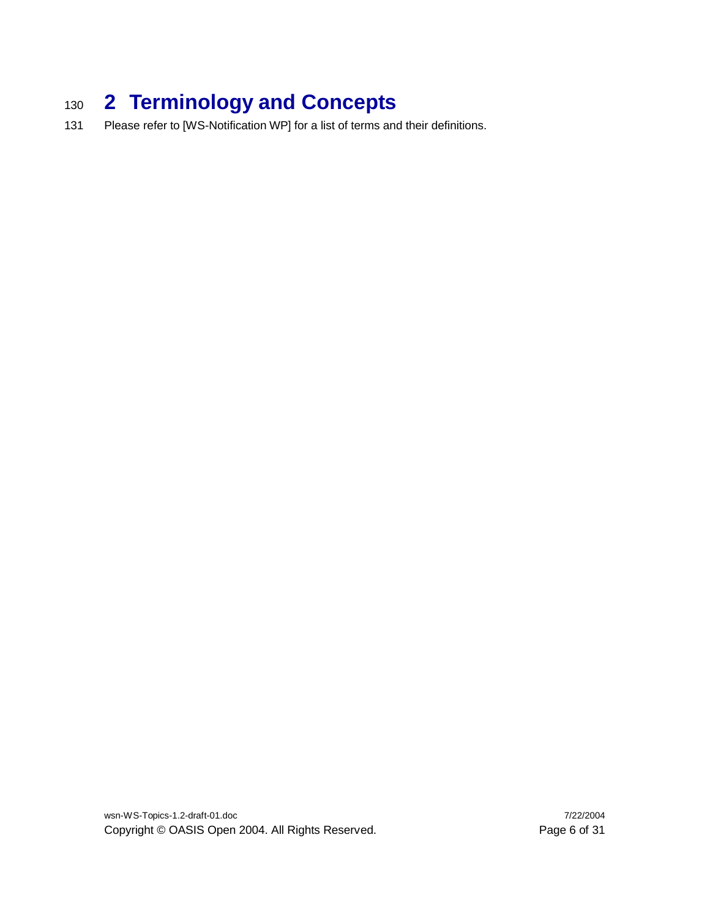# 2 Terminology and Concepts

Please refer to [WS-Notification WP] for a list of terms and their definitions.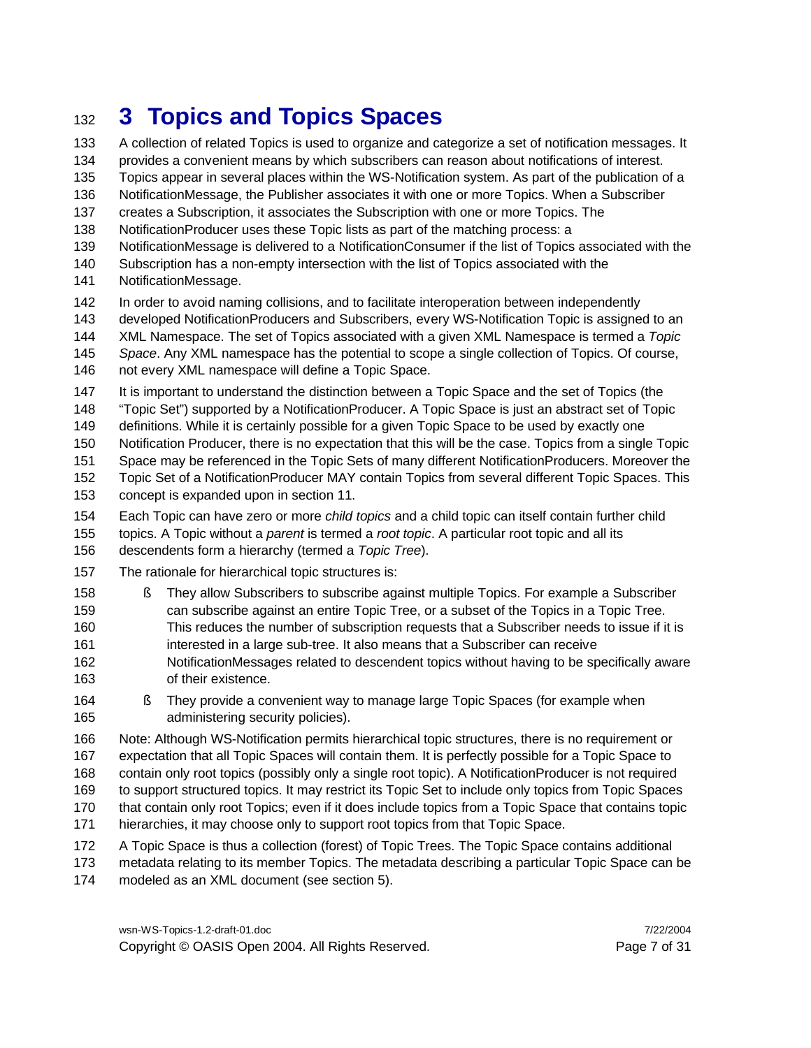# 3 Topics and Topics Spaces

A collection of related Topics is used to organize and categorize a set of notification messages. It provides a convenient means by which subscribers can reason about notifications of interest. Topics appear in several places within the WS-Notification system. As part of the publication of a NotificationMessage, the Publisher associates it with one or more Topics. When a Subscriber creates a Subscription, it associates the Subscription with one or more Topics. The NotificationProducer uses these Topic lists as part of the matching process: a NotificationMessage is delivered to a NotificationConsumer if the list of Topics associated with the Subscription has a non-empty intersection with the list of Topics associated with the NotificationMessage.

In order to avoid naming collisions, and to facilitate interoperation between independently developed NotificationProducers and Subscribers, every WS-Notification Topic is assigned to an XML Namespace. The set of Topics associated with a given XML Namespace is termed a *Topic Space*. Any XML namespace has the potential to scope a single collection of Topics. Of course, not every XML namespace will define a Topic Space.

It is important to understand the distinction between a Topic Space and the set of Topics (the "Topic Set") supported by a NotificationProducer. A Topic Space is just an abstract set of Topic definitions. While it is certainly possible for a given Topic Space to be used by exactly one Notification Producer, there is no expectation that this will be the case. Topics from a single Topic Space may be referenced in the Topic Sets of many different NotificationProducers. Moreover the Topic Set of a NotificationProducer MAY contain Topics from several different Topic Spaces. This concept is expanded upon in section 11.

Each Topic can have zero or more *child topics* and a child topic can itself contain further child topics. A Topic without a *parent* is termed a *root topic*. A particular root topic and all its descendents form a hierarchy (termed a *Topic Tree*).

The rationale for hierarchical topic structures is:

- They allow Subscribers to subscribe against multiple Topics. For example a Subscriber can subscribe against an entire Topic Tree, or a subset of the Topics in a Topic Tree. This reduces the number of subscription requests that a Subscriber needs to issue if it is interested in a large sub-tree. It also means that a Subscriber can receive NotificationMessages related to descendent topics without having to be specifically aware of their existence.
- They provide a convenient way to manage large Topic Spaces (for example when administering security policies).

Note: Although WS-Notification permits hierarchical topic structures, there is no requirement or expectation that all Topic Spaces will contain them. It is perfectly possible for a Topic Space to contain only root topics (possibly only a single root topic). A NotificationProducer is not required to support structured topics. It may restrict its Topic Set to include only topics from Topic Spaces that contain only root Topics; even if it does include topics from a Topic Space that contains topic hierarchies, it may choose only to support root topics from that Topic Space.

A Topic Space is thus a collection (forest) of Topic Trees. The Topic Space contains additional metadata relating to its member Topics. The metadata describing a particular Topic Space can be modeled as an XML document (see section 5).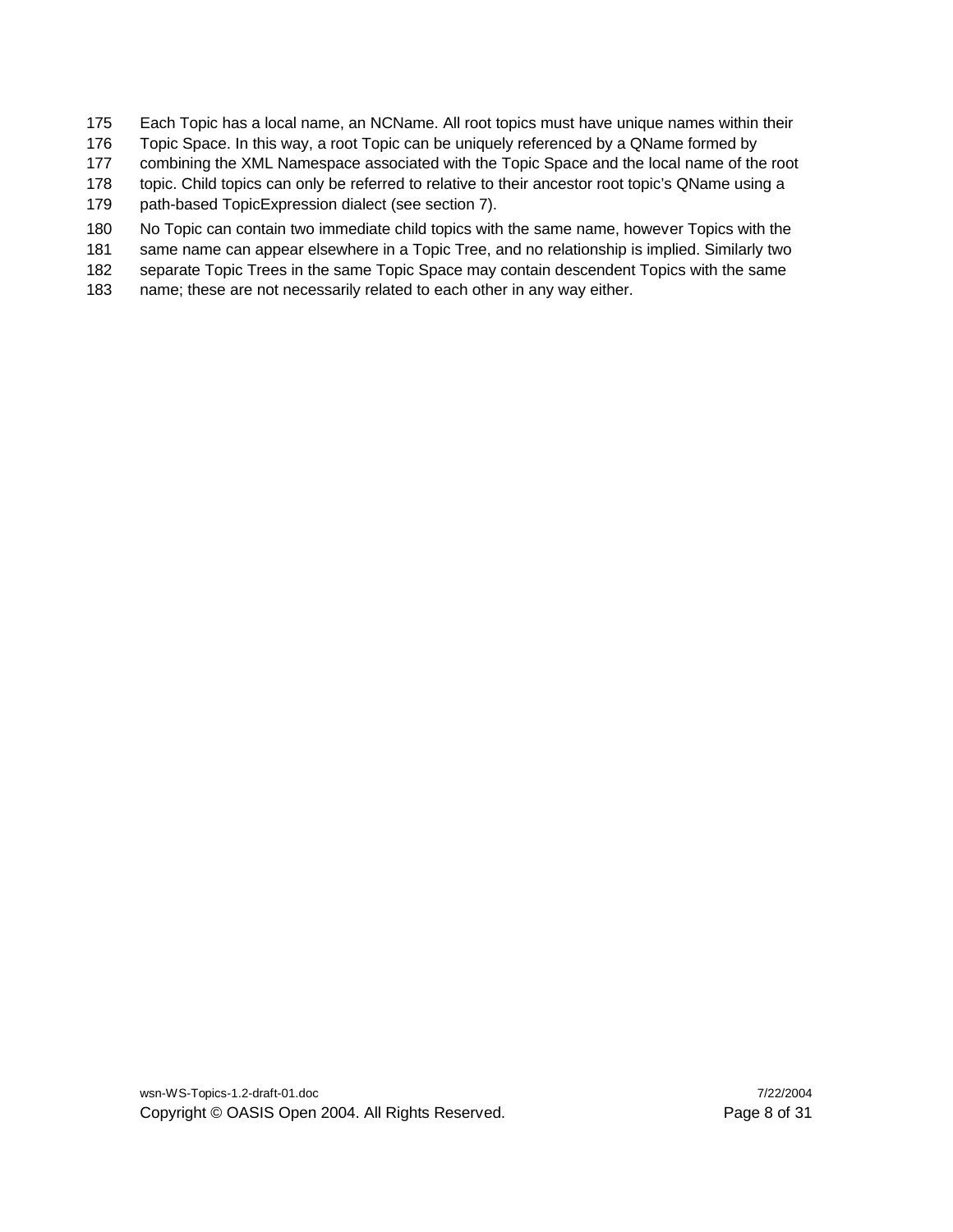Each Topic has a local name, an NCName. All root topics must have unique names within their Topic Space. In this way, a root Topic can be uniquely referenced by a QName formed by combining the XML Namespace associated with the Topic Space and the local name of the root topic. Child topics can only be referred to relative to their ancestor root topic's QName using a path-based TopicExpression dialect (see section 7).

No Topic can contain two immediate child topics with the same name, however Topics with the same name can appear elsewhere in a Topic Tree, and no relationship is implied. Similarly two separate Topic Trees in the same Topic Space may contain descendent Topics with the same name; these are not necessarily related to each other in any way either.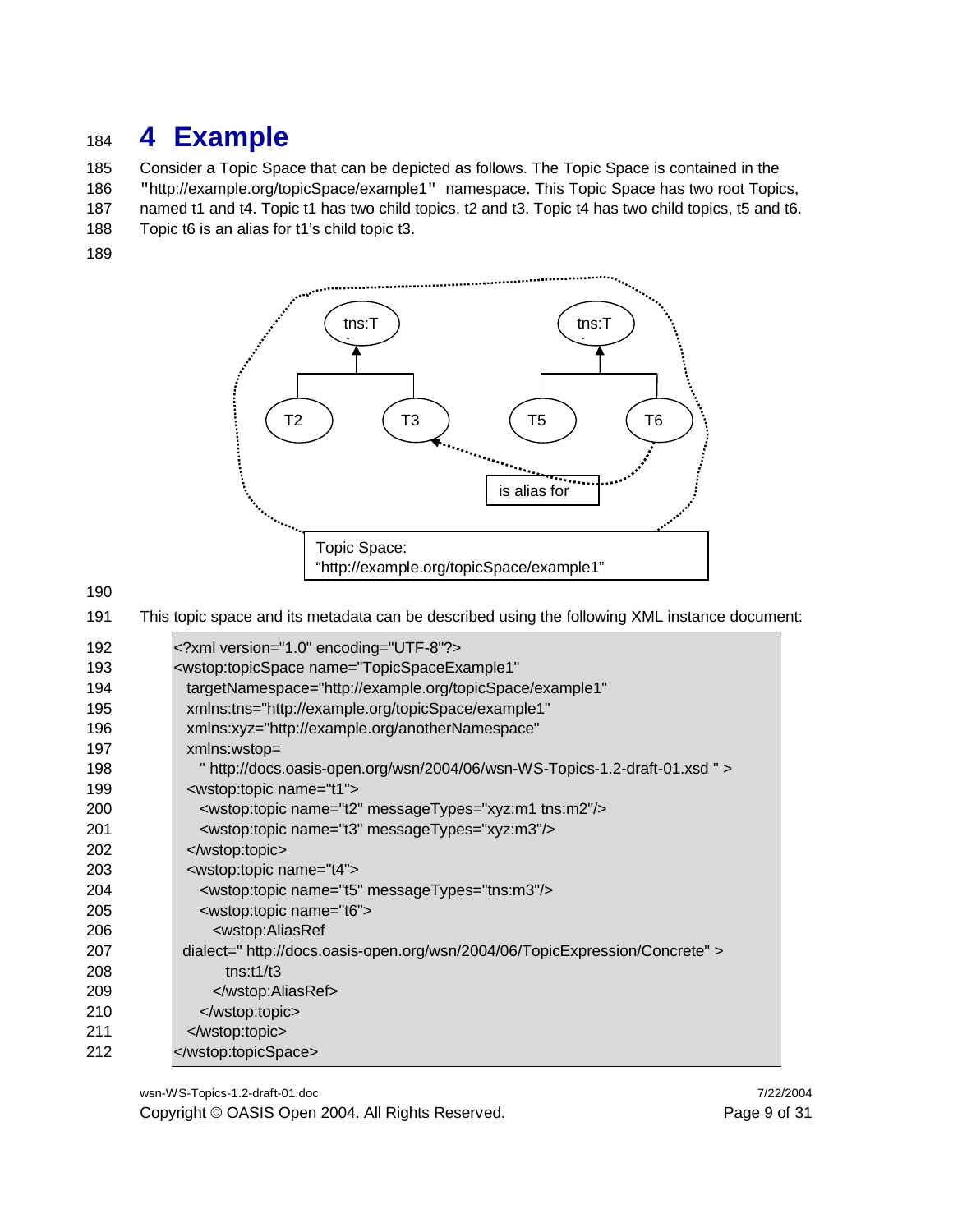# 4 Example

Consider a Topic Space that can be depicted as follows. The Topic Space is contained in the "http://example.org/topicSpace/example1" namespace. This Topic Space has two root Topics, named t1 and t4. Topic t1 has two child topics, t2 and t3. Topic t4 has two child topics, t5 and t6. Topic t6 is an alias for t1's child topic t3.

This topic space and its metadata can be described using the following XML instance document:

```xml
<?xml version="1.0" encoding="UTF-8"?>
<wstop:topicSpace name="TopicSpaceExample1"
  targetNamespace="http://example.org/topicSpace/example1"
  xmlns:tns="http://example.org/topicSpace/example1"
  xmlns:xyz="http://example.org/anotherNamespace"
  xmlns:wstop=
    " http://docs.oasis-open.org/wsn/2004/06/wsn-WS-Topics-1.2-draft-01.xsd " >
  <wstop:topic name="t1">
    <wstop:topic name="t2" messageTypes="xyz:m1 tns:m2"/>
    <wstop:topic name="t3" messageTypes="xyz:m3"/>
  </wstop:topic>
  <wstop:topic name="t4">
    <wstop:topic name="t5" messageTypes="tns:m3"/>
    <wstop:topic name="t6">
      <wstop:AliasRef
 dialect=" http://docs.oasis-open.org/wsn/2004/06/TopicExpression/Concrete" >
         tns:t1/t3
      </wstop:AliasRef>
    </wstop:topic>
  </wstop:topic>
</wstop:topicSpace>
```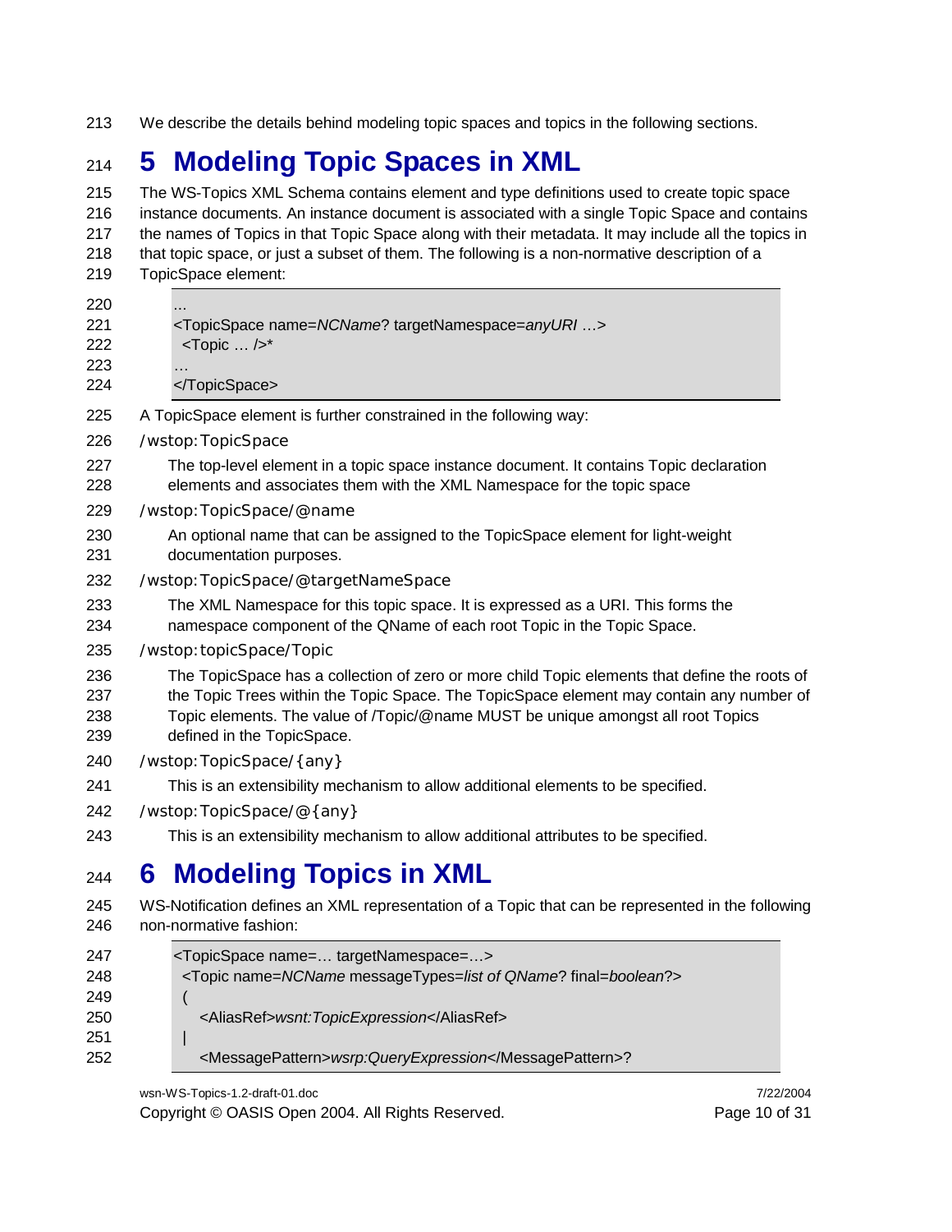We describe the details behind modeling topic spaces and topics in the following sections.

# 5 Modeling Topic Spaces in XML

The WS-Topics XML Schema contains element and type definitions used to create topic space instance documents. An instance document is associated with a single Topic Space and contains the names of Topics in that Topic Space along with their metadata. It may include all the topics in that topic space, or just a subset of them. The following is a non-normative description of a TopicSpace element:

```
…
<TopicSpace name=NCName? targetNamespace=anyURI …>
  <Topic … />*
…
</TopicSpace>
```

A TopicSpace element is further constrained in the following way:

/wstop:TopicSpace

The top-level element in a topic space instance document. It contains Topic declaration elements and associates them with the XML Namespace for the topic space

/wstop:TopicSpace/@name

An optional name that can be assigned to the TopicSpace element for light-weight documentation purposes.

/wstop:TopicSpace/@targetNameSpace

The XML Namespace for this topic space. It is expressed as a URI. This forms the namespace component of the QName of each root Topic in the Topic Space.

/wstop:topicSpace/Topic

The TopicSpace has a collection of zero or more child Topic elements that define the roots of the Topic Trees within the Topic Space. The TopicSpace element may contain any number of Topic elements. The value of /Topic/@name MUST be unique amongst all root Topics defined in the TopicSpace.

/wstop:TopicSpace/{any}

This is an extensibility mechanism to allow additional elements to be specified.

/wstop:TopicSpace/@{any}

This is an extensibility mechanism to allow additional attributes to be specified.

# 6 Modeling Topics in XML

WS-Notification defines an XML representation of a Topic that can be represented in the following non-normative fashion:

```
<TopicSpace name=… targetNamespace=…>
  <Topic name=NCName messageTypes=list of QName? final=boolean?>
  (
     <AliasRef>wsnt:TopicExpression</AliasRef>
  |
     <MessagePattern>wsrp:QueryExpression</MessagePattern>?
```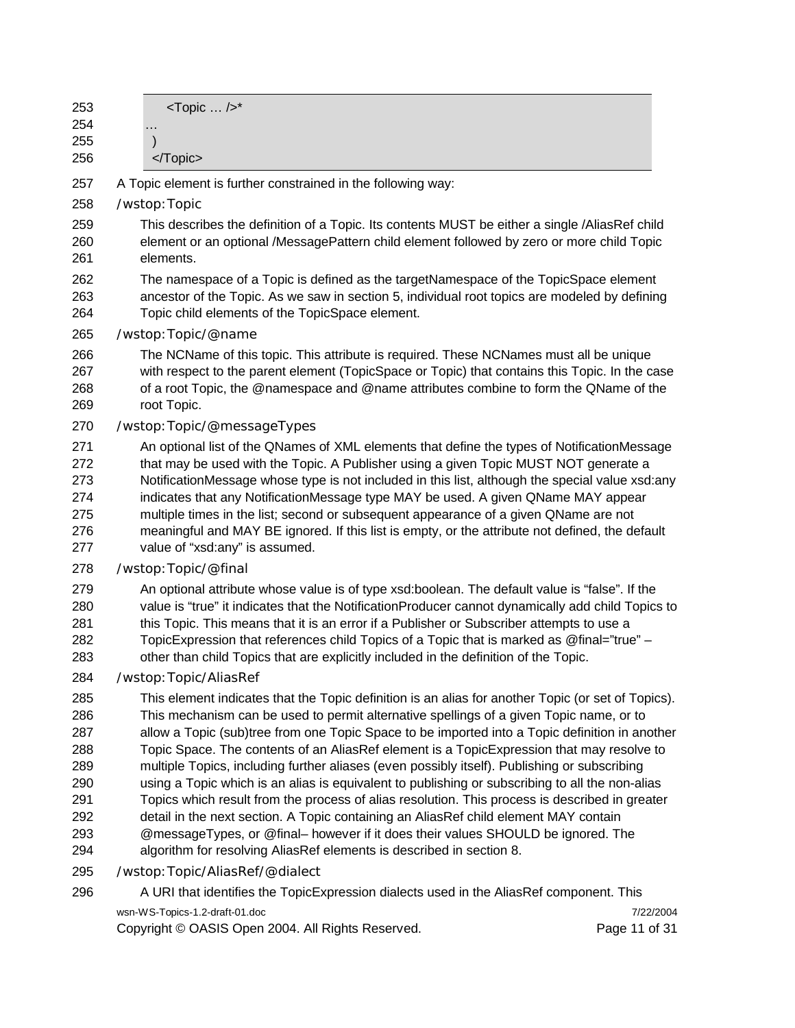```
      <Topic … />*
    …
    )
  </Topic>
```

A Topic element is further constrained in the following way:

/wstop:Topic

This describes the definition of a Topic. Its contents MUST be either a single /AliasRef child element or an optional /MessagePattern child element followed by zero or more child Topic elements.

The namespace of a Topic is defined as the targetNamespace of the TopicSpace element ancestor of the Topic. As we saw in section 5, individual root topics are modeled by defining Topic child elements of the TopicSpace element.

/wstop:Topic/@name

The NCName of this topic. This attribute is required. These NCNames must all be unique with respect to the parent element (TopicSpace or Topic) that contains this Topic. In the case of a root Topic, the @namespace and @name attributes combine to form the QName of the root Topic.

/wstop:Topic/@messageTypes

An optional list of the QNames of XML elements that define the types of NotificationMessage that may be used with the Topic. A Publisher using a given Topic MUST NOT generate a NotificationMessage whose type is not included in this list, although the special value xsd:any indicates that any NotificationMessage type MAY be used. A given QName MAY appear multiple times in the list; second or subsequent appearance of a given QName are not meaningful and MAY BE ignored. If this list is empty, or the attribute not defined, the default value of "xsd:any" is assumed.

/wstop:Topic/@final

An optional attribute whose value is of type xsd:boolean. The default value is "false". If the value is "true" it indicates that the NotificationProducer cannot dynamically add child Topics to this Topic. This means that it is an error if a Publisher or Subscriber attempts to use a TopicExpression that references child Topics of a Topic that is marked as @final="true" – other than child Topics that are explicitly included in the definition of the Topic.

/wstop:Topic/AliasRef

This element indicates that the Topic definition is an alias for another Topic (or set of Topics). This mechanism can be used to permit alternative spellings of a given Topic name, or to allow a Topic (sub)tree from one Topic Space to be imported into a Topic definition in another Topic Space. The contents of an AliasRef element is a TopicExpression that may resolve to multiple Topics, including further aliases (even possibly itself). Publishing or subscribing using a Topic which is an alias is equivalent to publishing or subscribing to all the non-alias Topics which result from the process of alias resolution. This process is described in greater detail in the next section. A Topic containing an AliasRef child element MAY contain @messageTypes, or @final– however if it does their values SHOULD be ignored. The algorithm for resolving AliasRef elements is described in section 8.

/wstop:Topic/AliasRef/@dialect

A URI that identifies the TopicExpression dialects used in the AliasRef component. This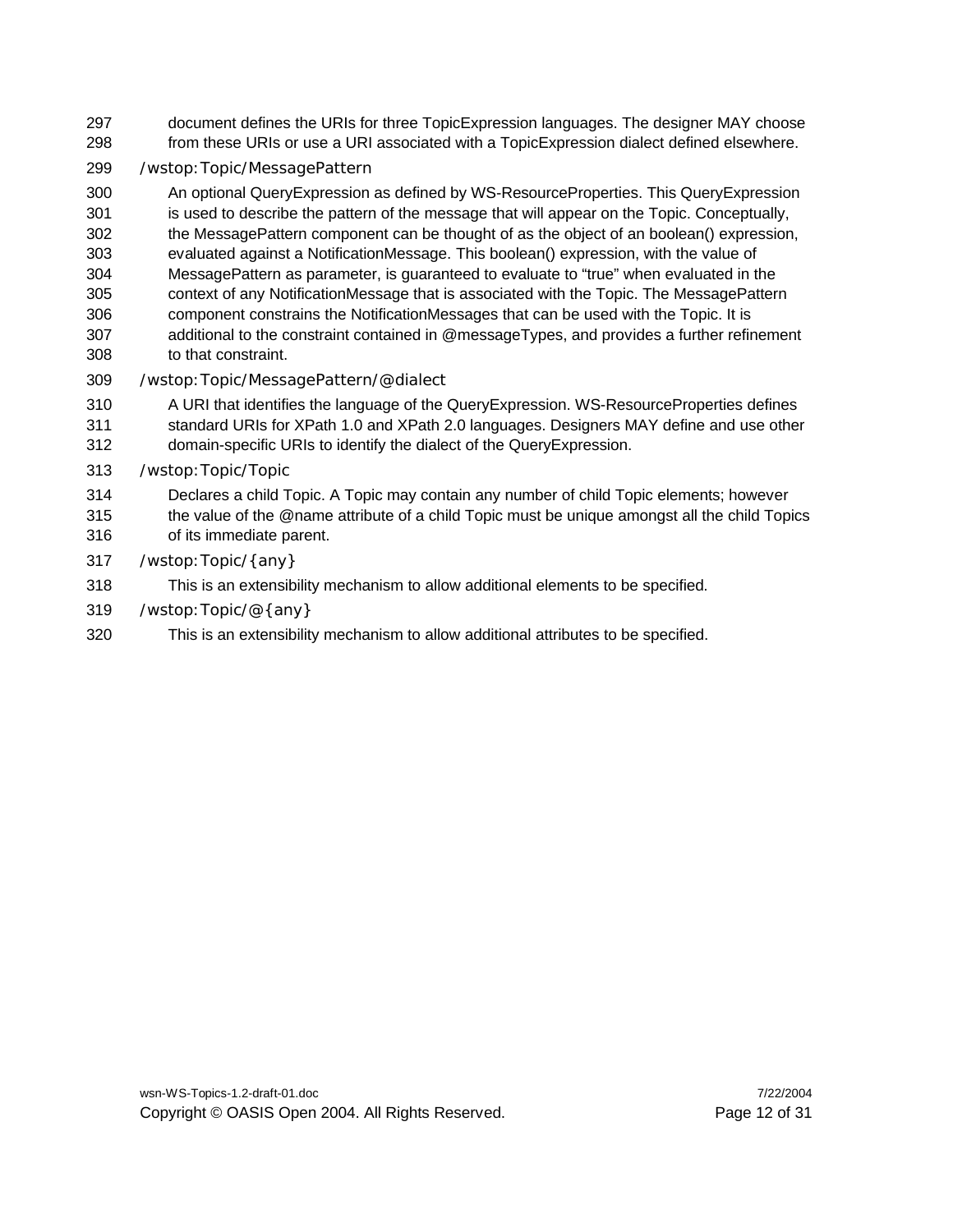document defines the URIs for three TopicExpression languages. The designer MAY choose from these URIs or use a URI associated with a TopicExpression dialect defined elsewhere.

/wstop:Topic/MessagePattern

An optional QueryExpression as defined by WS-ResourceProperties. This QueryExpression is used to describe the pattern of the message that will appear on the Topic. Conceptually, the MessagePattern component can be thought of as the object of an boolean() expression, evaluated against a NotificationMessage. This boolean() expression, with the value of MessagePattern as parameter, is guaranteed to evaluate to "true" when evaluated in the context of any NotificationMessage that is associated with the Topic. The MessagePattern component constrains the NotificationMessages that can be used with the Topic. It is additional to the constraint contained in @messageTypes, and provides a further refinement to that constraint.

/wstop:Topic/MessagePattern/@dialect

A URI that identifies the language of the QueryExpression. WS-ResourceProperties defines standard URIs for XPath 1.0 and XPath 2.0 languages. Designers MAY define and use other domain-specific URIs to identify the dialect of the QueryExpression.

/wstop:Topic/Topic

Declares a child Topic. A Topic may contain any number of child Topic elements; however the value of the @name attribute of a child Topic must be unique amongst all the child Topics of its immediate parent.

/wstop:Topic/{any}

This is an extensibility mechanism to allow additional elements to be specified.

/wstop:Topic/@{any}

This is an extensibility mechanism to allow additional attributes to be specified.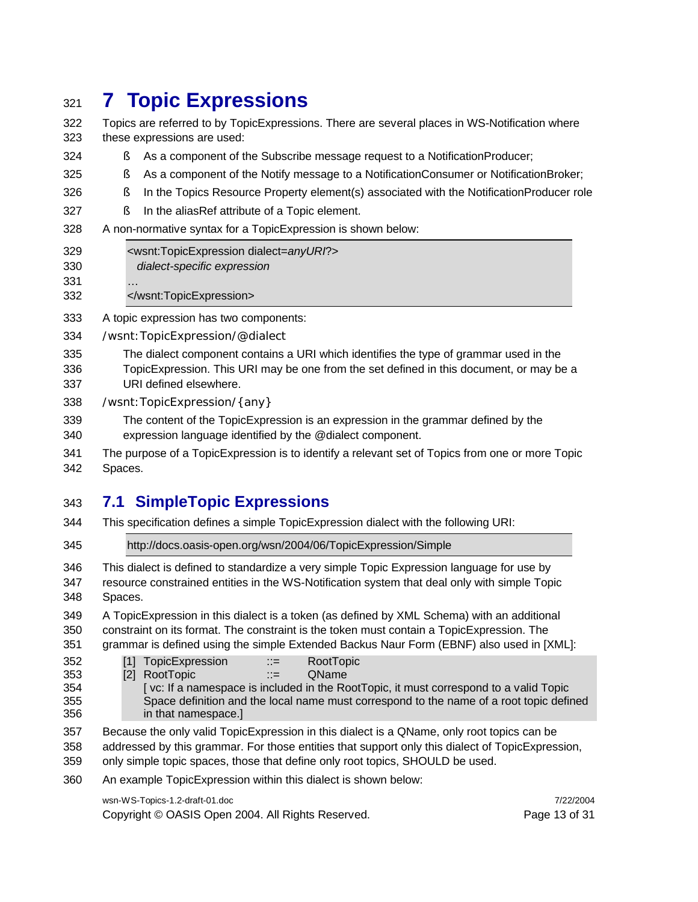# 7 Topic Expressions

Topics are referred to by TopicExpressions. There are several places in WS-Notification where these expressions are used:

- As a component of the Subscribe message request to a NotificationProducer;
- As a component of the Notify message to a NotificationConsumer or NotificationBroker;
- In the Topics Resource Property element(s) associated with the NotificationProducer role
- In the aliasRef attribute of a Topic element.

A non-normative syntax for a TopicExpression is shown below:

```
<wsnt:TopicExpression dialect=anyURI?>
  dialect-specific expression
…
</wsnt:TopicExpression>
```

A topic expression has two components:

/wsnt:TopicExpression/@dialect

The dialect component contains a URI which identifies the type of grammar used in the TopicExpression. This URI may be one from the set defined in this document, or may be a URI defined elsewhere.

/wsnt:TopicExpression/{any}

The content of the TopicExpression is an expression in the grammar defined by the expression language identified by the @dialect component.

The purpose of a TopicExpression is to identify a relevant set of Topics from one or more Topic Spaces.

## 7.1 SimpleTopic Expressions

This specification defines a simple TopicExpression dialect with the following URI:

```
http://docs.oasis-open.org/wsn/2004/06/TopicExpression/Simple
```

This dialect is defined to standardize a very simple Topic Expression language for use by resource constrained entities in the WS-Notification system that deal only with simple Topic Spaces.

A TopicExpression in this dialect is a token (as defined by XML Schema) with an additional constraint on its format. The constraint is the token must contain a TopicExpression. The grammar is defined using the simple Extended Backus Naur Form (EBNF) also used in [XML]:

```
[1]  TopicExpression     ::=     RootTopic
[2]  RootTopic           ::=     QName
     [ vc: If a namespace is included in the RootTopic, it must correspond to a valid Topic
     Space definition and the local name must correspond to the name of a root topic defined
     in that namespace.]
```

Because the only valid TopicExpression in this dialect is a QName, only root topics can be addressed by this grammar. For those entities that support only this dialect of TopicExpression, only simple topic spaces, those that define only root topics, SHOULD be used.

An example TopicExpression within this dialect is shown below: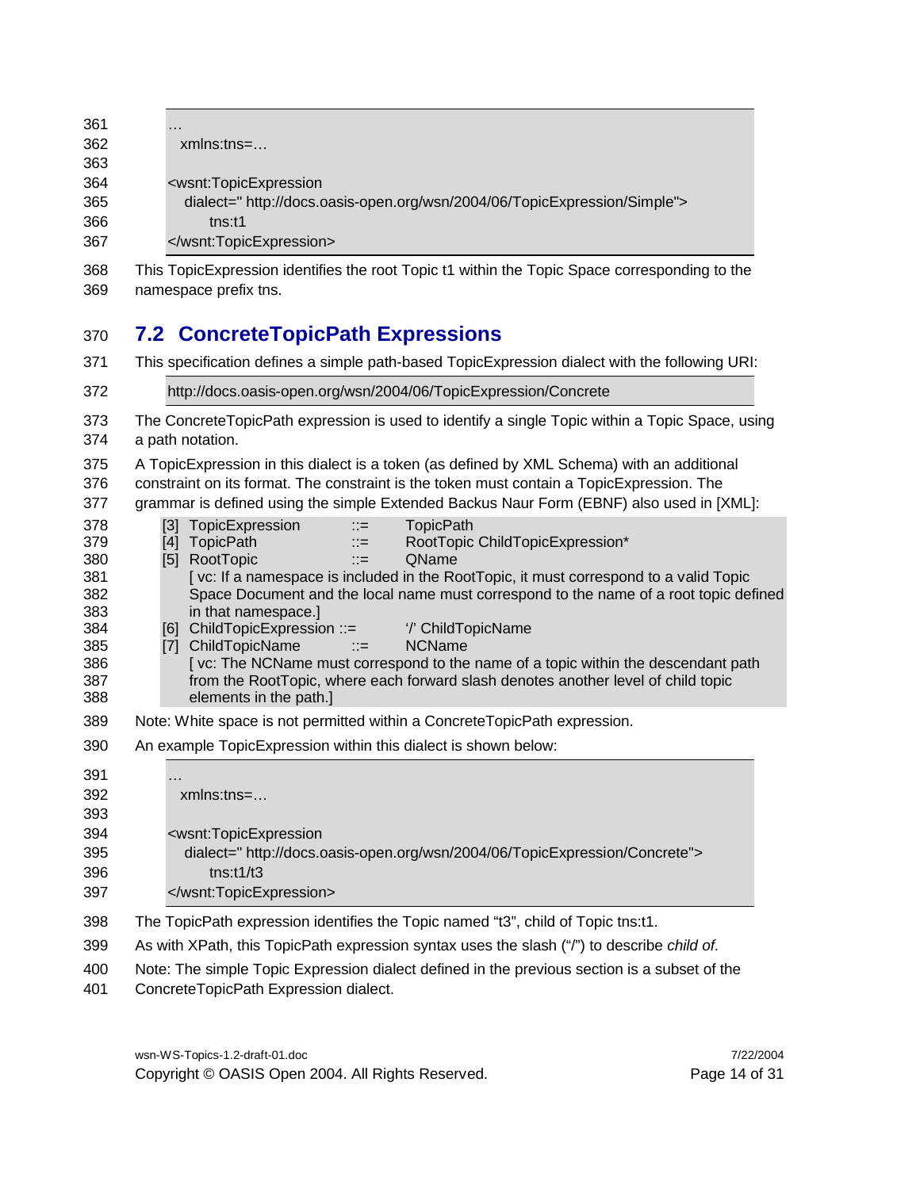```
…
  xmlns:tns=…

<wsnt:TopicExpression
   dialect=" http://docs.oasis-open.org/wsn/2004/06/TopicExpression/Simple">
      tns:t1
</wsnt:TopicExpression>
```

This TopicExpression identifies the root Topic t1 within the Topic Space corresponding to the namespace prefix tns.

## 7.2 ConcreteTopicPath Expressions

This specification defines a simple path-based TopicExpression dialect with the following URI:

```
http://docs.oasis-open.org/wsn/2004/06/TopicExpression/Concrete
```

The ConcreteTopicPath expression is used to identify a single Topic within a Topic Space, using a path notation.

A TopicExpression in this dialect is a token (as defined by XML Schema) with an additional constraint on its format. The constraint is the token must contain a TopicExpression. The grammar is defined using the simple Extended Backus Naur Form (EBNF) also used in [XML]:

```
[3]  TopicExpression         ::=   TopicPath
[4]  TopicPath               ::=   RootTopic ChildTopicExpression*
[5]  RootTopic               ::=   QName
     [ vc: If a namespace is included in the RootTopic, it must correspond to a valid Topic
     Space Document and the local name must correspond to the name of a root topic defined
     in that namespace.]
[6]  ChildTopicExpression ::=      '/' ChildTopicName
[7]  ChildTopicName          ::=   NCName
     [ vc: The NCName must correspond to the name of a topic within the descendant path
     from the RootTopic, where each forward slash denotes another level of child topic
     elements in the path.]
```

Note: White space is not permitted within a ConcreteTopicPath expression.

An example TopicExpression within this dialect is shown below:

```
…
  xmlns:tns=…

<wsnt:TopicExpression
   dialect=" http://docs.oasis-open.org/wsn/2004/06/TopicExpression/Concrete">
      tns:t1/t3
</wsnt:TopicExpression>
```

The TopicPath expression identifies the Topic named "t3", child of Topic tns:t1.

As with XPath, this TopicPath expression syntax uses the slash ("/") to describe *child of*.

Note: The simple Topic Expression dialect defined in the previous section is a subset of the ConcreteTopicPath Expression dialect.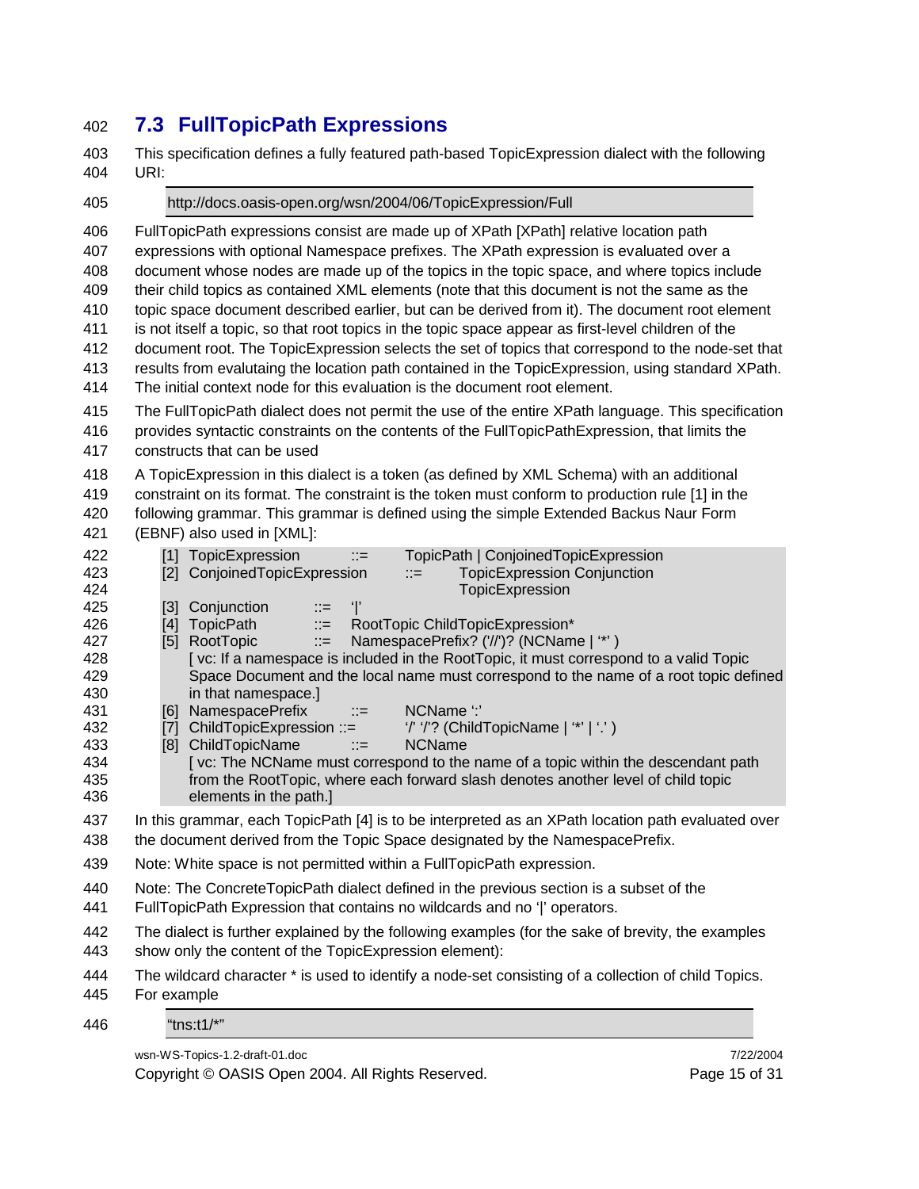## 7.3 FullTopicPath Expressions

This specification defines a fully featured path-based TopicExpression dialect with the following URI:

```
http://docs.oasis-open.org/wsn/2004/06/TopicExpression/Full
```

FullTopicPath expressions consist are made up of XPath [XPath] relative location path expressions with optional Namespace prefixes. The XPath expression is evaluated over a document whose nodes are made up of the topics in the topic space, and where topics include their child topics as contained XML elements (note that this document is not the same as the topic space document described earlier, but can be derived from it). The document root element is not itself a topic, so that root topics in the topic space appear as first-level children of the document root. The TopicExpression selects the set of topics that correspond to the node-set that results from evalutaing the location path contained in the TopicExpression, using standard XPath. The initial context node for this evaluation is the document root element.

The FullTopicPath dialect does not permit the use of the entire XPath language. This specification provides syntactic constraints on the contents of the FullTopicPathExpression, that limits the constructs that can be used

A TopicExpression in this dialect is a token (as defined by XML Schema) with an additional constraint on its format. The constraint is the token must conform to production rule [1] in the following grammar. This grammar is defined using the simple Extended Backus Naur Form (EBNF) also used in [XML]:

```
[1] TopicExpression        ::=    TopicPath | ConjoinedTopicExpression
[2] ConjoinedTopicExpression     ::=    TopicExpression Conjunction
                                        TopicExpression
[3] Conjunction     ::=   '|'
[4] TopicPath       ::=   RootTopic ChildTopicExpression*
[5] RootTopic       ::=   NamespacePrefix? ('//')? (NCName | '*' )
    [ vc: If a namespace is included in the RootTopic, it must correspond to a valid Topic
    Space Document and the local name must correspond to the name of a root topic defined
    in that namespace.]
[6] NamespacePrefix        ::=    NCName ':'
[7] ChildTopicExpression ::=      '/' '/'? (ChildTopicName | '*' | '.' )
[8] ChildTopicName         ::=    NCName
    [ vc: The NCName must correspond to the name of a topic within the descendant path
    from the RootTopic, where each forward slash denotes another level of child topic
    elements in the path.]
```

In this grammar, each TopicPath [4] is to be interpreted as an XPath location path evaluated over the document derived from the Topic Space designated by the NamespacePrefix.

Note: White space is not permitted within a FullTopicPath expression.

Note: The ConcreteTopicPath dialect defined in the previous section is a subset of the FullTopicPath Expression that contains no wildcards and no '|' operators.

The dialect is further explained by the following examples (for the sake of brevity, the examples show only the content of the TopicExpression element):

The wildcard character * is used to identify a node-set consisting of a collection of child Topics. For example

```
"tns:t1/*"
```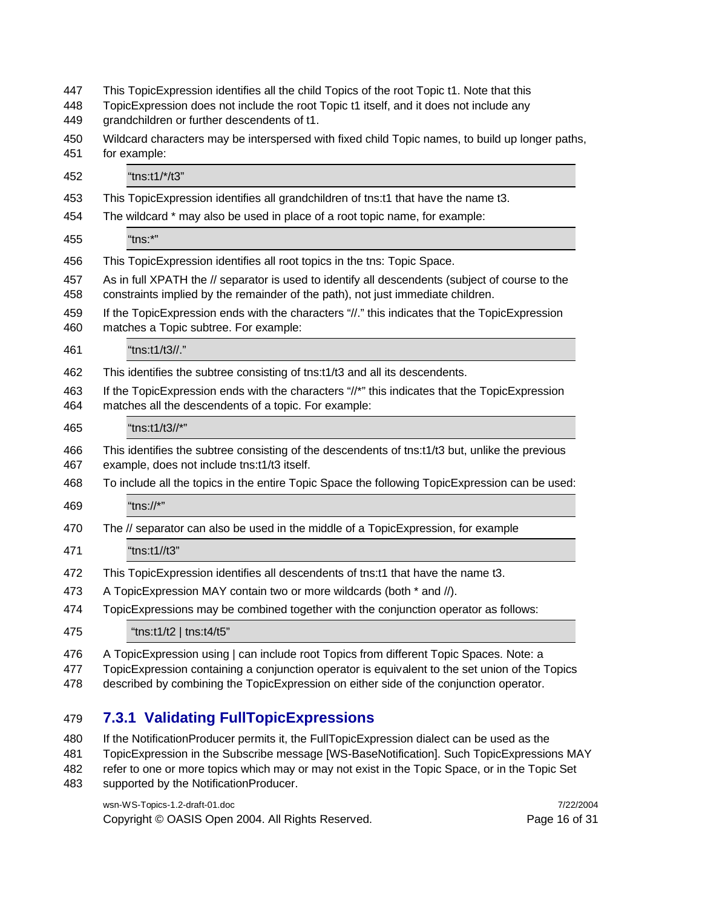This TopicExpression identifies all the child Topics of the root Topic t1. Note that this TopicExpression does not include the root Topic t1 itself, and it does not include any grandchildren or further descendents of t1.

Wildcard characters may be interspersed with fixed child Topic names, to build up longer paths, for example:

```
"tns:t1/*/t3"
```

This TopicExpression identifies all grandchildren of tns:t1 that have the name t3.

The wildcard * may also be used in place of a root topic name, for example:

```
"tns:*"
```

This TopicExpression identifies all root topics in the tns: Topic Space.

As in full XPATH the // separator is used to identify all descendents (subject of course to the constraints implied by the remainder of the path), not just immediate children.

If the TopicExpression ends with the characters "//." this indicates that the TopicExpression matches a Topic subtree. For example:

```
"tns:t1/t3//."
```

This identifies the subtree consisting of tns:t1/t3 and all its descendents.

If the TopicExpression ends with the characters "//*" this indicates that the TopicExpression matches all the descendents of a topic. For example:

```
"tns:t1/t3//*"
```

This identifies the subtree consisting of the descendents of tns:t1/t3 but, unlike the previous example, does not include tns:t1/t3 itself.

To include all the topics in the entire Topic Space the following TopicExpression can be used:

```
"tns://*"
```

The // separator can also be used in the middle of a TopicExpression, for example

```
"tns:t1//t3"
```

This TopicExpression identifies all descendents of tns:t1 that have the name t3.

A TopicExpression MAY contain two or more wildcards (both * and //).

TopicExpressions may be combined together with the conjunction operator as follows:

```
"tns:t1/t2 | tns:t4/t5"
```

A TopicExpression using | can include root Topics from different Topic Spaces. Note: a TopicExpression containing a conjunction operator is equivalent to the set union of the Topics described by combining the TopicExpression on either side of the conjunction operator.

### 7.3.1 Validating FullTopicExpressions

If the NotificationProducer permits it, the FullTopicExpression dialect can be used as the TopicExpression in the Subscribe message [WS-BaseNotification]. Such TopicExpressions MAY refer to one or more topics which may or may not exist in the Topic Space, or in the Topic Set supported by the NotificationProducer.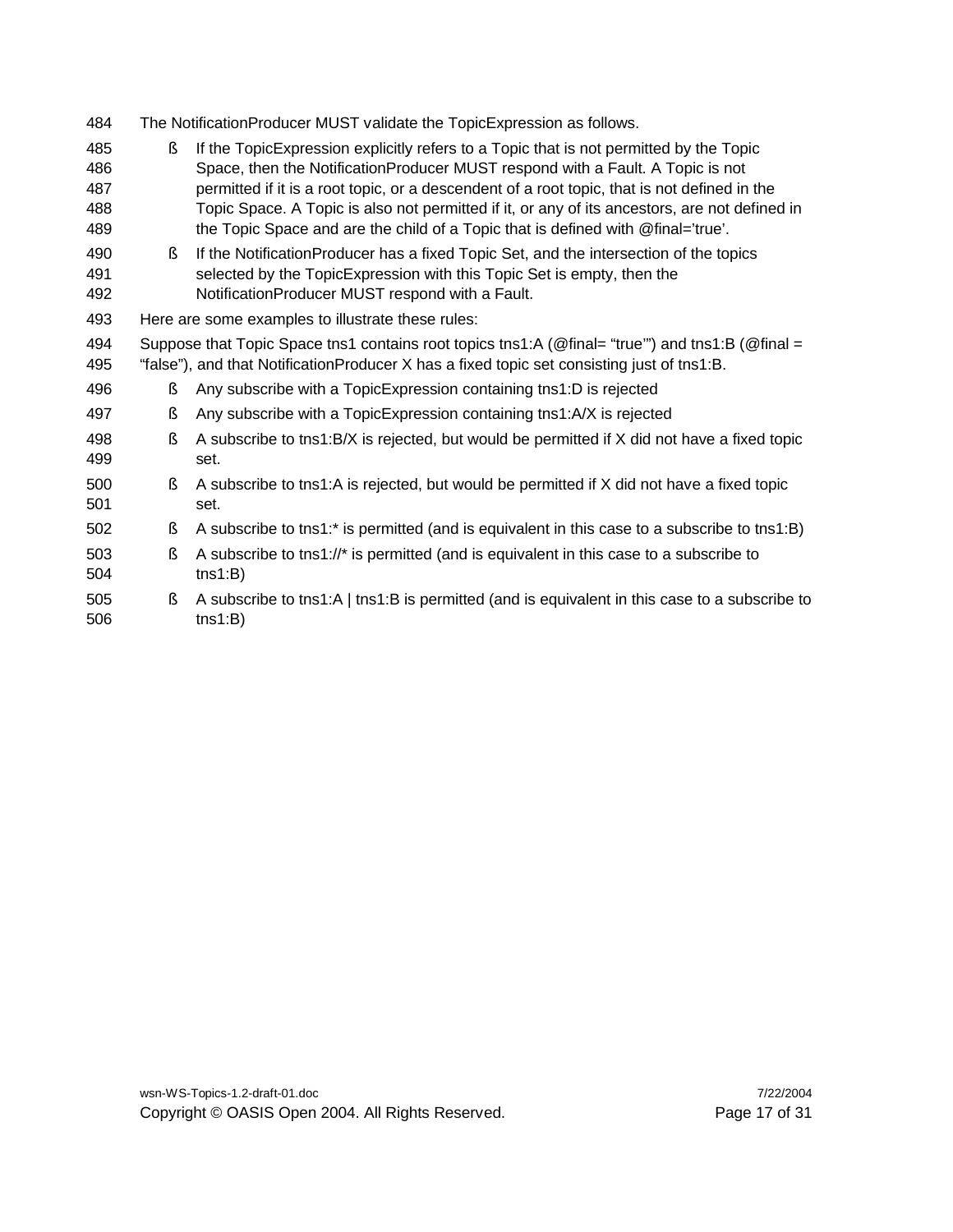The NotificationProducer MUST validate the TopicExpression as follows.

- If the TopicExpression explicitly refers to a Topic that is not permitted by the Topic Space, then the NotificationProducer MUST respond with a Fault. A Topic is not permitted if it is a root topic, or a descendent of a root topic, that is not defined in the Topic Space. A Topic is also not permitted if it, or any of its ancestors, are not defined in the Topic Space and are the child of a Topic that is defined with @final='true'.
- If the NotificationProducer has a fixed Topic Set, and the intersection of the topics selected by the TopicExpression with this Topic Set is empty, then the NotificationProducer MUST respond with a Fault.

Here are some examples to illustrate these rules:

Suppose that Topic Space tns1 contains root topics tns1:A (@final= "true'") and tns1:B (@final = "false"), and that NotificationProducer X has a fixed topic set consisting just of tns1:B.

- Any subscribe with a TopicExpression containing tns1:D is rejected
- Any subscribe with a TopicExpression containing tns1:A/X is rejected
- A subscribe to tns1:B/X is rejected, but would be permitted if X did not have a fixed topic set.
- A subscribe to tns1:A is rejected, but would be permitted if X did not have a fixed topic set.
- A subscribe to tns1:* is permitted (and is equivalent in this case to a subscribe to tns1:B)
- A subscribe to tns1://* is permitted (and is equivalent in this case to a subscribe to tns1:B)
- A subscribe to tns1:A | tns1:B is permitted (and is equivalent in this case to a subscribe to tns1:B)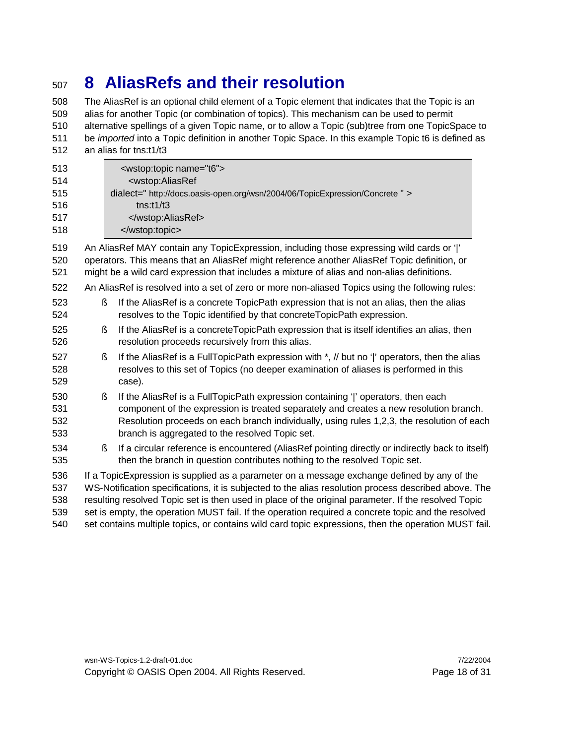# 8 AliasRefs and their resolution

The AliasRef is an optional child element of a Topic element that indicates that the Topic is an alias for another Topic (or combination of topics). This mechanism can be used to permit alternative spellings of a given Topic name, or to allow a Topic (sub)tree from one TopicSpace to be *imported* into a Topic definition in another Topic Space. In this example Topic t6 is defined as an alias for tns:t1/t3

```
<wstop:topic name="t6">
  <wstop:AliasRef
dialect=" http://docs.oasis-open.org/wsn/2004/06/TopicExpression/Concrete " >
    tns:t1/t3
  </wstop:AliasRef>
</wstop:topic>
```

An AliasRef MAY contain any TopicExpression, including those expressing wild cards or '|' operators. This means that an AliasRef might reference another AliasRef Topic definition, or might be a wild card expression that includes a mixture of alias and non-alias definitions.

An AliasRef is resolved into a set of zero or more non-aliased Topics using the following rules:

- If the AliasRef is a concrete TopicPath expression that is not an alias, then the alias resolves to the Topic identified by that concreteTopicPath expression.
- If the AliasRef is a concreteTopicPath expression that is itself identifies an alias, then resolution proceeds recursively from this alias.
- If the AliasRef is a FullTopicPath expression with *, // but no '|' operators, then the alias resolves to this set of Topics (no deeper examination of aliases is performed in this case).
- If the AliasRef is a FullTopicPath expression containing '|' operators, then each component of the expression is treated separately and creates a new resolution branch. Resolution proceeds on each branch individually, using rules 1,2,3, the resolution of each branch is aggregated to the resolved Topic set.
- If a circular reference is encountered (AliasRef pointing directly or indirectly back to itself) then the branch in question contributes nothing to the resolved Topic set.

If a TopicExpression is supplied as a parameter on a message exchange defined by any of the WS-Notification specifications, it is subjected to the alias resolution process described above. The resulting resolved Topic set is then used in place of the original parameter. If the resolved Topic set is empty, the operation MUST fail. If the operation required a concrete topic and the resolved set contains multiple topics, or contains wild card topic expressions, then the operation MUST fail.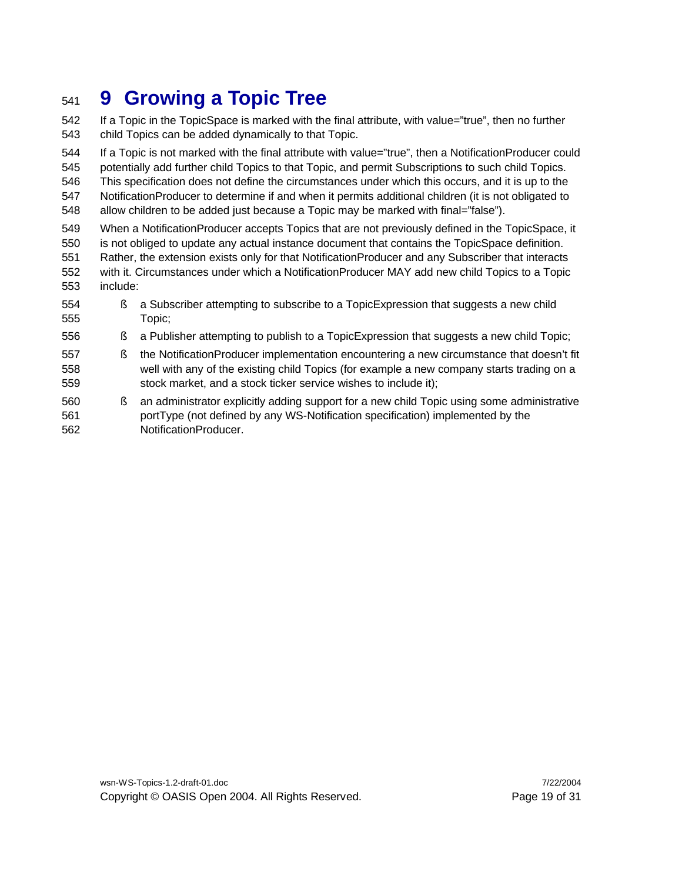# 9 Growing a Topic Tree

If a Topic in the TopicSpace is marked with the final attribute, with value="true", then no further child Topics can be added dynamically to that Topic.

If a Topic is not marked with the final attribute with value="true", then a NotificationProducer could potentially add further child Topics to that Topic, and permit Subscriptions to such child Topics. This specification does not define the circumstances under which this occurs, and it is up to the NotificationProducer to determine if and when it permits additional children (it is not obligated to allow children to be added just because a Topic may be marked with final="false").

When a NotificationProducer accepts Topics that are not previously defined in the TopicSpace, it is not obliged to update any actual instance document that contains the TopicSpace definition. Rather, the extension exists only for that NotificationProducer and any Subscriber that interacts with it. Circumstances under which a NotificationProducer MAY add new child Topics to a Topic include:

- a Subscriber attempting to subscribe to a TopicExpression that suggests a new child Topic;
- a Publisher attempting to publish to a TopicExpression that suggests a new child Topic;
- the NotificationProducer implementation encountering a new circumstance that doesn't fit well with any of the existing child Topics (for example a new company starts trading on a stock market, and a stock ticker service wishes to include it);
- an administrator explicitly adding support for a new child Topic using some administrative portType (not defined by any WS-Notification specification) implemented by the NotificationProducer.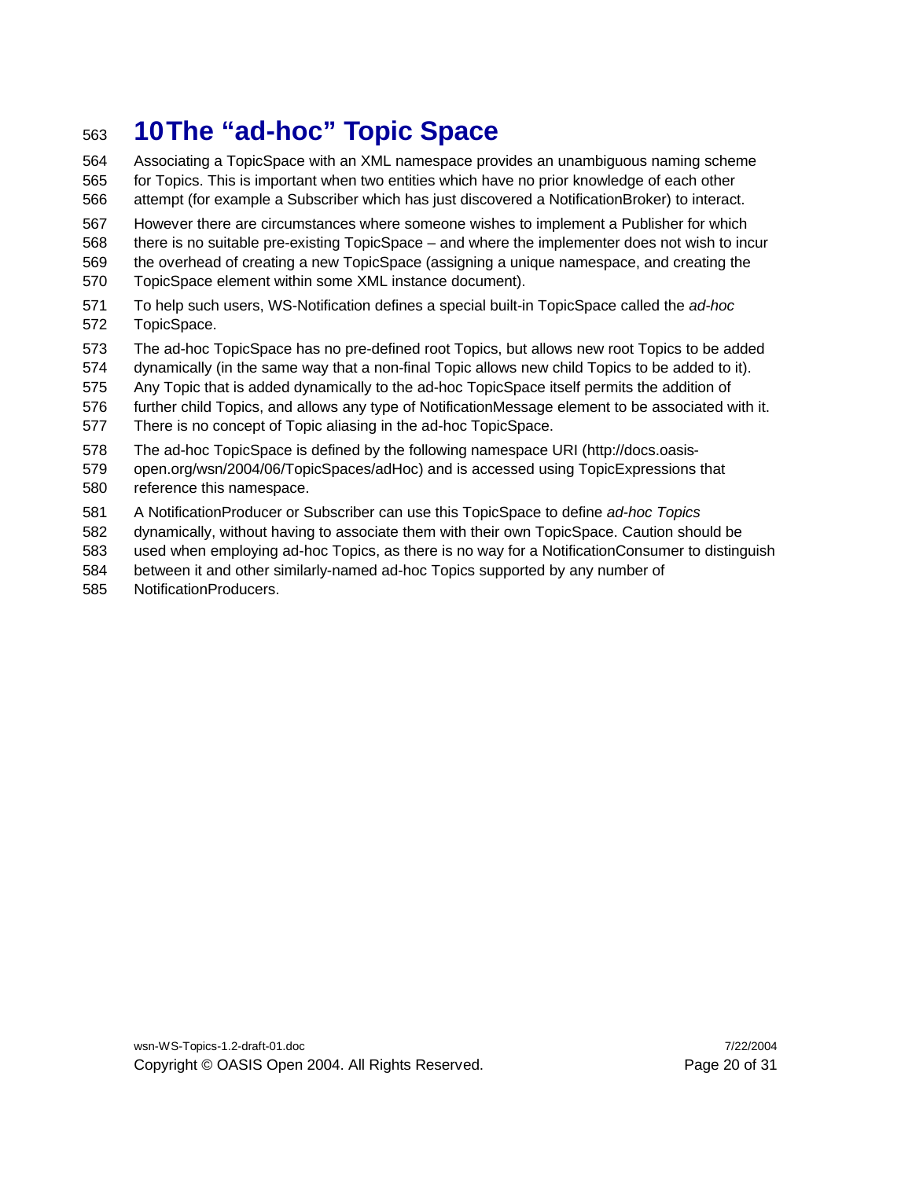# 10 The “ad-hoc” Topic Space

Associating a TopicSpace with an XML namespace provides an unambiguous naming scheme for Topics. This is important when two entities which have no prior knowledge of each other attempt (for example a Subscriber which has just discovered a NotificationBroker) to interact.

However there are circumstances where someone wishes to implement a Publisher for which there is no suitable pre-existing TopicSpace – and where the implementer does not wish to incur the overhead of creating a new TopicSpace (assigning a unique namespace, and creating the TopicSpace element within some XML instance document).

To help such users, WS-Notification defines a special built-in TopicSpace called the *ad-hoc* TopicSpace.

The ad-hoc TopicSpace has no pre-defined root Topics, but allows new root Topics to be added dynamically (in the same way that a non-final Topic allows new child Topics to be added to it). Any Topic that is added dynamically to the ad-hoc TopicSpace itself permits the addition of further child Topics, and allows any type of NotificationMessage element to be associated with it. There is no concept of Topic aliasing in the ad-hoc TopicSpace.

The ad-hoc TopicSpace is defined by the following namespace URI (http://docs.oasis-open.org/wsn/2004/06/TopicSpaces/adHoc) and is accessed using TopicExpressions that reference this namespace.

A NotificationProducer or Subscriber can use this TopicSpace to define *ad-hoc Topics* dynamically, without having to associate them with their own TopicSpace. Caution should be used when employing ad-hoc Topics, as there is no way for a NotificationConsumer to distinguish between it and other similarly-named ad-hoc Topics supported by any number of NotificationProducers.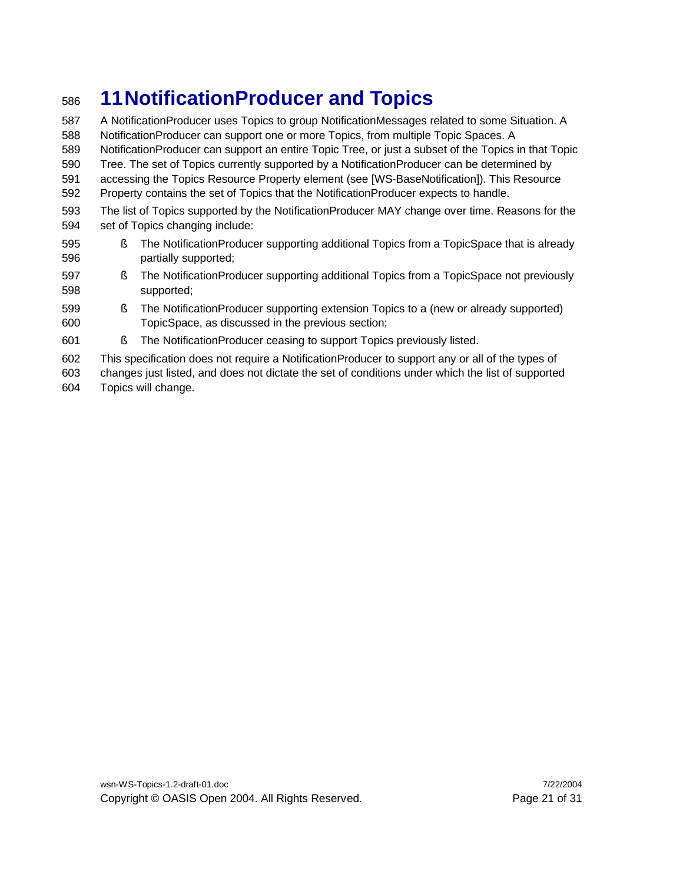# 11 NotificationProducer and Topics

A NotificationProducer uses Topics to group NotificationMessages related to some Situation. A NotificationProducer can support one or more Topics, from multiple Topic Spaces. A NotificationProducer can support an entire Topic Tree, or just a subset of the Topics in that Topic Tree. The set of Topics currently supported by a NotificationProducer can be determined by accessing the Topics Resource Property element (see [WS-BaseNotification]). This Resource Property contains the set of Topics that the NotificationProducer expects to handle.

The list of Topics supported by the NotificationProducer MAY change over time. Reasons for the set of Topics changing include:

- The NotificationProducer supporting additional Topics from a TopicSpace that is already partially supported;
- The NotificationProducer supporting additional Topics from a TopicSpace not previously supported;
- The NotificationProducer supporting extension Topics to a (new or already supported) TopicSpace, as discussed in the previous section;
- The NotificationProducer ceasing to support Topics previously listed.

This specification does not require a NotificationProducer to support any or all of the types of changes just listed, and does not dictate the set of conditions under which the list of supported Topics will change.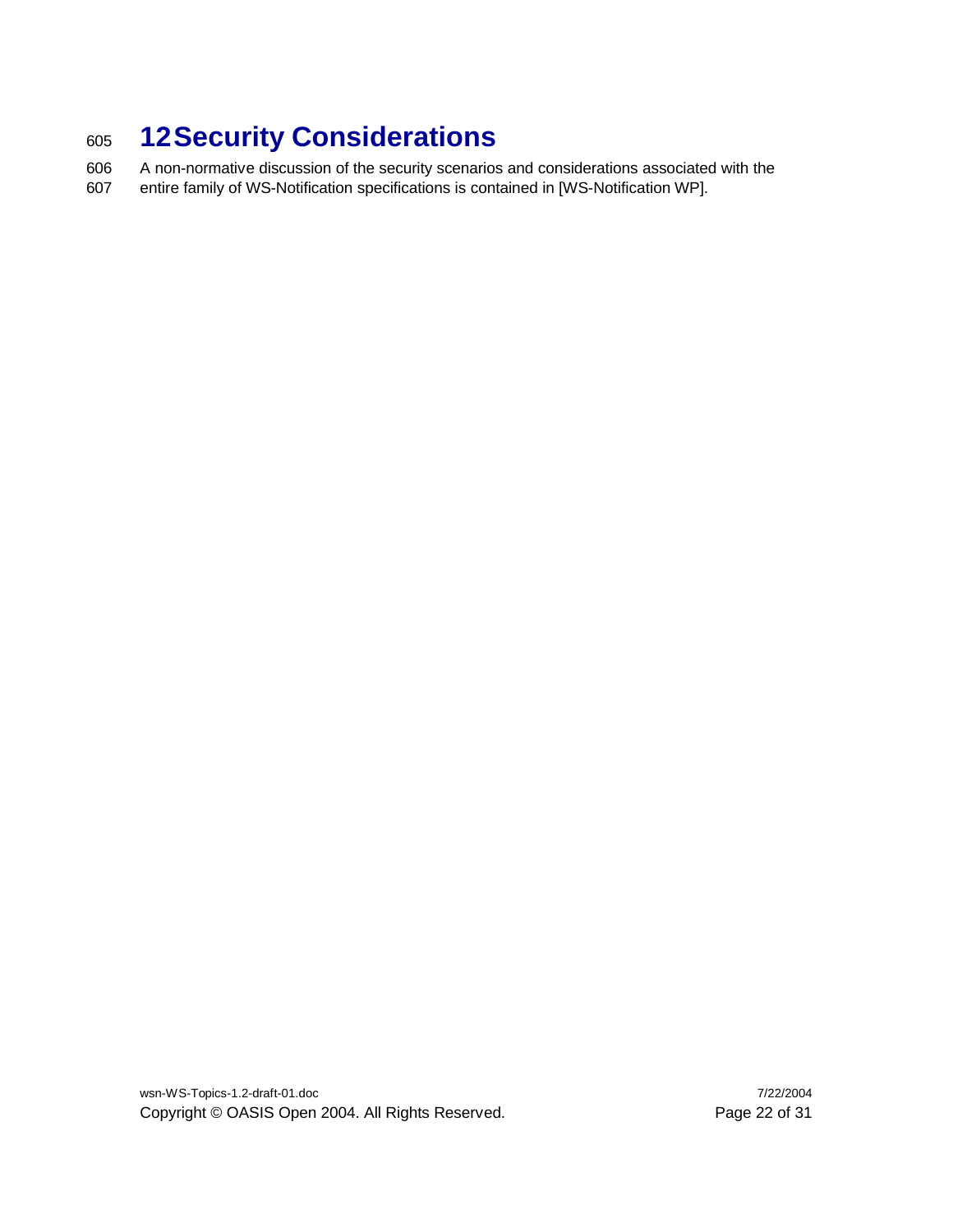# 12 Security Considerations

A non-normative discussion of the security scenarios and considerations associated with the entire family of WS-Notification specifications is contained in [WS-Notification WP].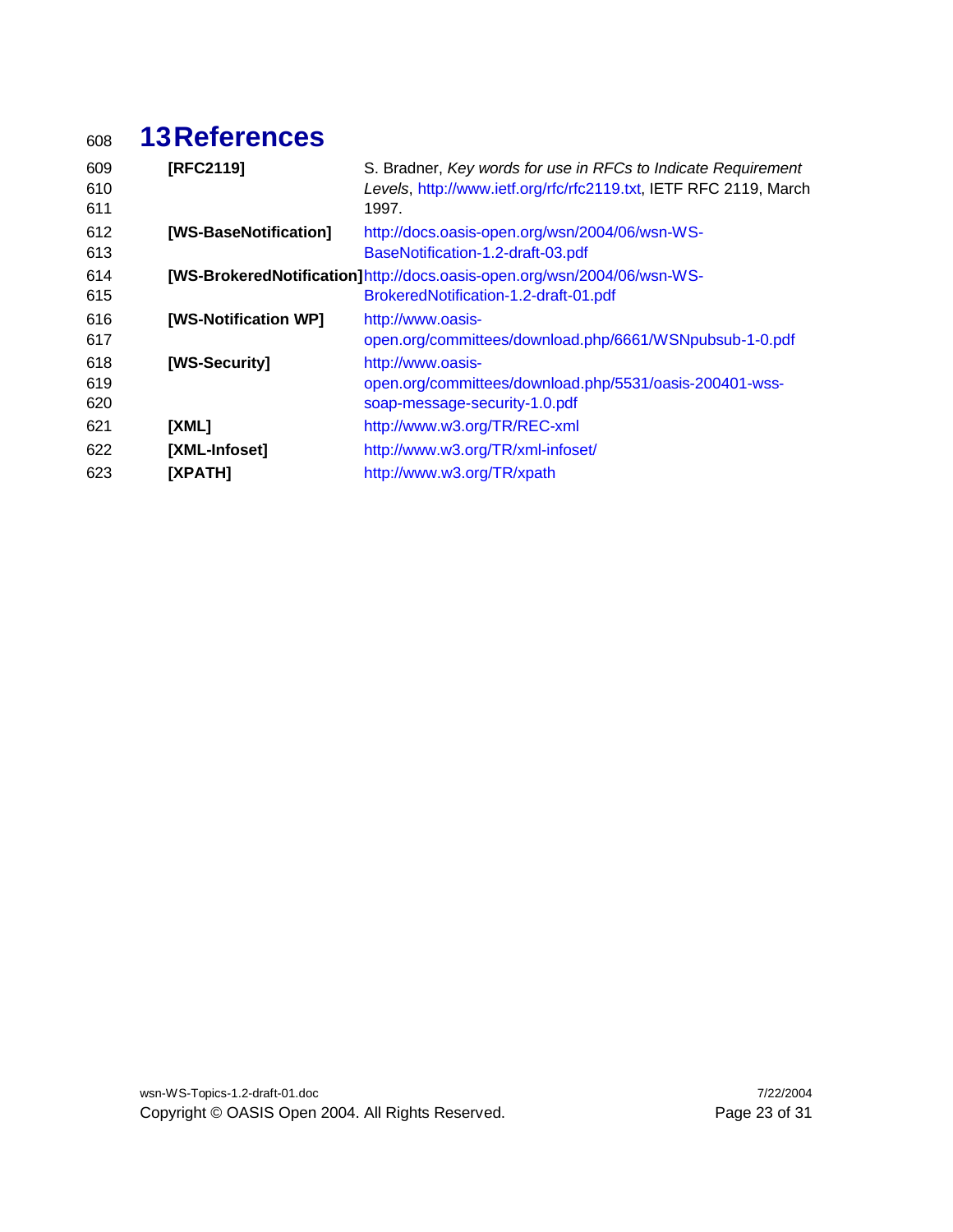# 13 References

**[RFC2119]** S. Bradner, *Key words for use in RFCs to Indicate Requirement Levels*, http://www.ietf.org/rfc/rfc2119.txt, IETF RFC 2119, March 1997.

**[WS-BaseNotification]** http://docs.oasis-open.org/wsn/2004/06/wsn-WS-BaseNotification-1.2-draft-03.pdf

**[WS-BrokeredNotification]** http://docs.oasis-open.org/wsn/2004/06/wsn-WS-BrokeredNotification-1.2-draft-01.pdf

**[WS-Notification WP]** http://www.oasis-open.org/committees/download.php/6661/WSNpubsub-1-0.pdf

**[WS-Security]** http://www.oasis-open.org/committees/download.php/5531/oasis-200401-wss-soap-message-security-1.0.pdf

**[XML]** http://www.w3.org/TR/REC-xml

**[XML-Infoset]** http://www.w3.org/TR/xml-infoset/

**[XPATH]** http://www.w3.org/TR/xpath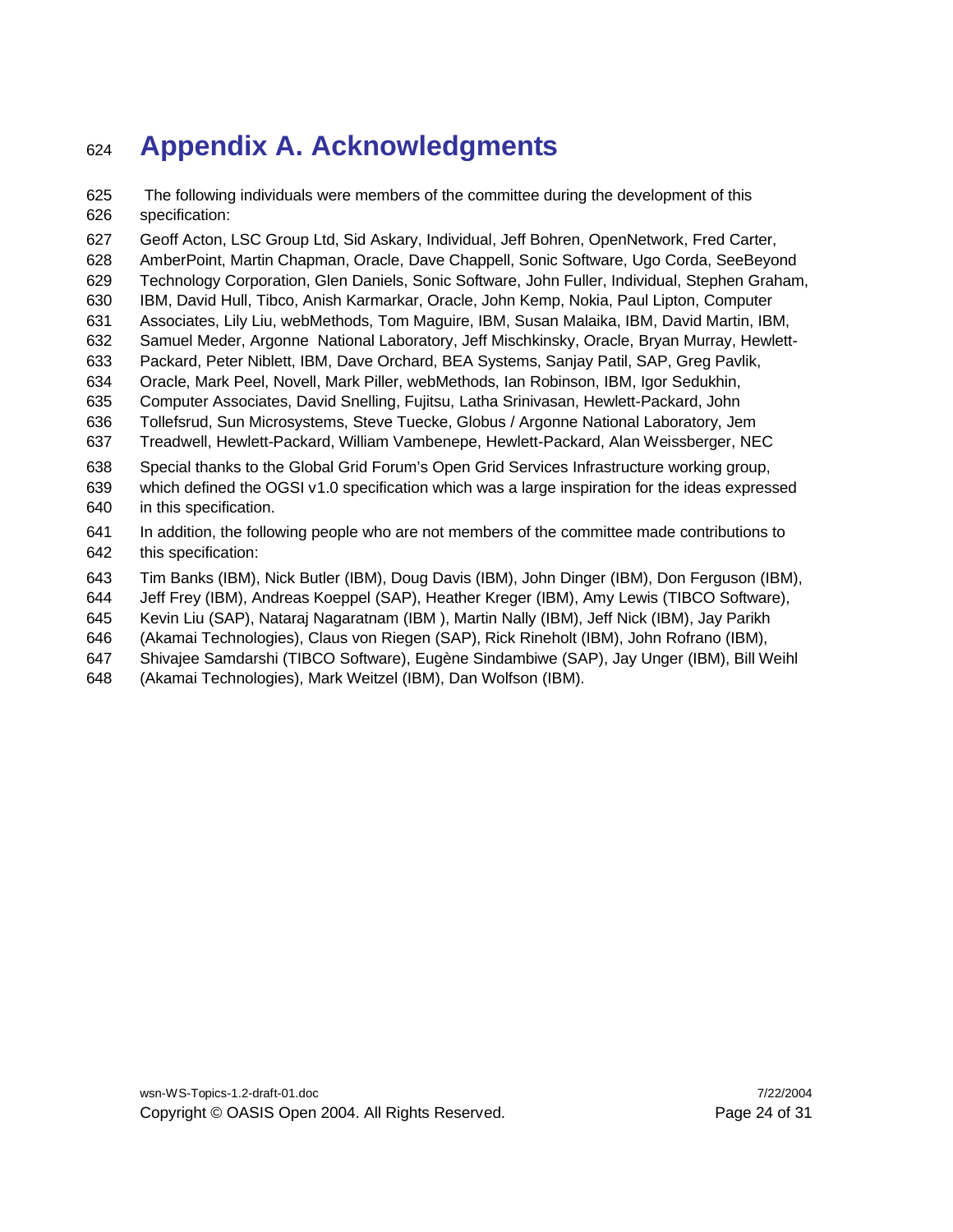# Appendix A. Acknowledgments

The following individuals were members of the committee during the development of this specification:

Geoff Acton, LSC Group Ltd, Sid Askary, Individual, Jeff Bohren, OpenNetwork, Fred Carter, AmberPoint, Martin Chapman, Oracle, Dave Chappell, Sonic Software, Ugo Corda, SeeBeyond Technology Corporation, Glen Daniels, Sonic Software, John Fuller, Individual, Stephen Graham, IBM, David Hull, Tibco, Anish Karmarkar, Oracle, John Kemp, Nokia, Paul Lipton, Computer Associates, Lily Liu, webMethods, Tom Maguire, IBM, Susan Malaika, IBM, David Martin, IBM, Samuel Meder, Argonne National Laboratory, Jeff Mischkinsky, Oracle, Bryan Murray, Hewlett-Packard, Peter Niblett, IBM, Dave Orchard, BEA Systems, Sanjay Patil, SAP, Greg Pavlik, Oracle, Mark Peel, Novell, Mark Piller, webMethods, Ian Robinson, IBM, Igor Sedukhin, Computer Associates, David Snelling, Fujitsu, Latha Srinivasan, Hewlett-Packard, John Tollefsrud, Sun Microsystems, Steve Tuecke, Globus / Argonne National Laboratory, Jem Treadwell, Hewlett-Packard, William Vambenepe, Hewlett-Packard, Alan Weissberger, NEC

Special thanks to the Global Grid Forum's Open Grid Services Infrastructure working group, which defined the OGSI v1.0 specification which was a large inspiration for the ideas expressed in this specification.

In addition, the following people who are not members of the committee made contributions to this specification:

Tim Banks (IBM), Nick Butler (IBM), Doug Davis (IBM), John Dinger (IBM), Don Ferguson (IBM), Jeff Frey (IBM), Andreas Koeppel (SAP), Heather Kreger (IBM), Amy Lewis (TIBCO Software), Kevin Liu (SAP), Nataraj Nagaratnam (IBM ), Martin Nally (IBM), Jeff Nick (IBM), Jay Parikh (Akamai Technologies), Claus von Riegen (SAP), Rick Rineholt (IBM), John Rofrano (IBM), Shivajee Samdarshi (TIBCO Software), Eugène Sindambiwe (SAP), Jay Unger (IBM), Bill Weihl (Akamai Technologies), Mark Weitzel (IBM), Dan Wolfson (IBM).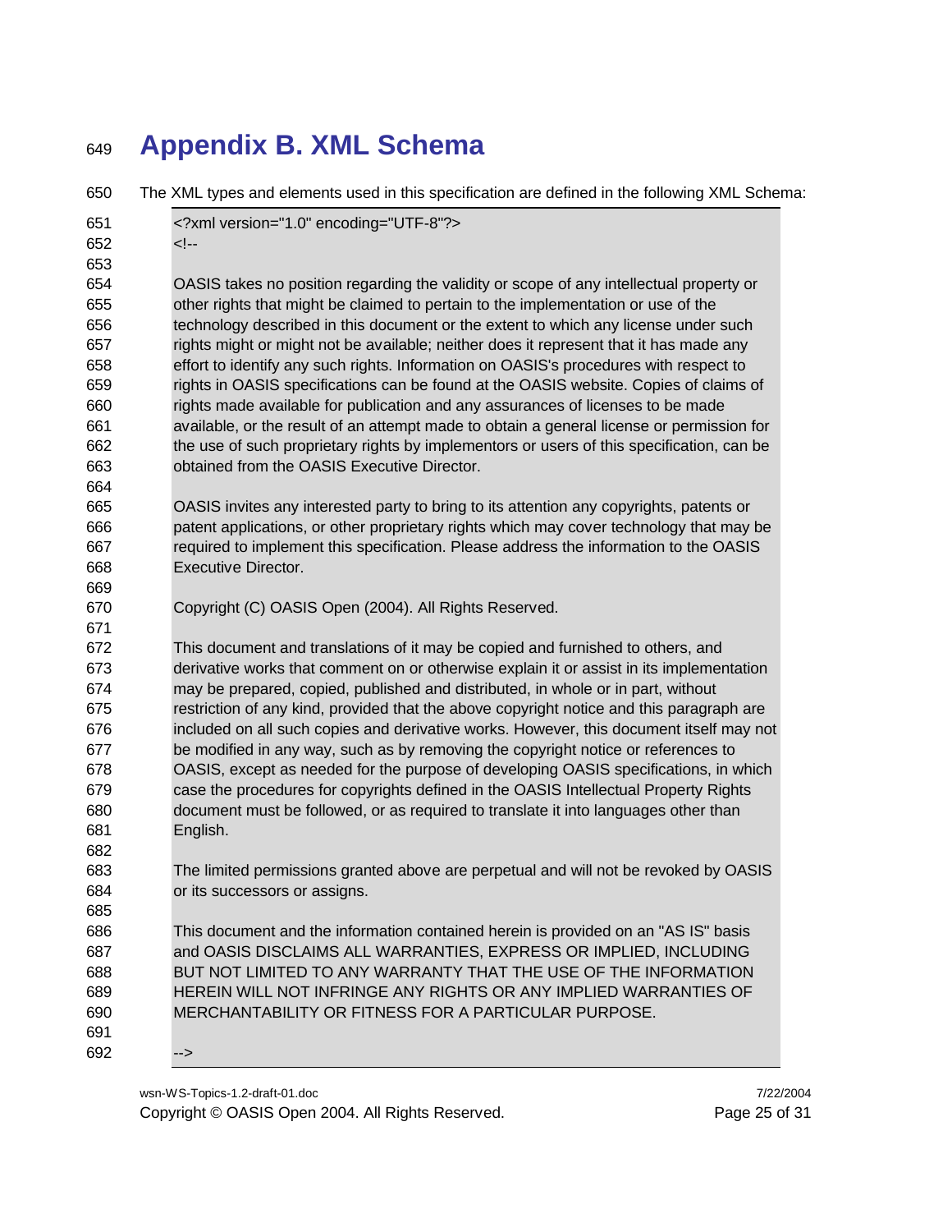# Appendix B. XML Schema

The XML types and elements used in this specification are defined in the following XML Schema:

```
<?xml version="1.0" encoding="UTF-8"?>
<!--

OASIS takes no position regarding the validity or scope of any intellectual property or
other rights that might be claimed to pertain to the implementation or use of the
technology described in this document or the extent to which any license under such
rights might or might not be available; neither does it represent that it has made any
effort to identify any such rights. Information on OASIS's procedures with respect to
rights in OASIS specifications can be found at the OASIS website. Copies of claims of
rights made available for publication and any assurances of licenses to be made
available, or the result of an attempt made to obtain a general license or permission for
the use of such proprietary rights by implementors or users of this specification, can be
obtained from the OASIS Executive Director.

OASIS invites any interested party to bring to its attention any copyrights, patents or
patent applications, or other proprietary rights which may cover technology that may be
required to implement this specification. Please address the information to the OASIS
Executive Director.

Copyright (C) OASIS Open (2004). All Rights Reserved.

This document and translations of it may be copied and furnished to others, and
derivative works that comment on or otherwise explain it or assist in its implementation
may be prepared, copied, published and distributed, in whole or in part, without
restriction of any kind, provided that the above copyright notice and this paragraph are
included on all such copies and derivative works. However, this document itself may not
be modified in any way, such as by removing the copyright notice or references to
OASIS, except as needed for the purpose of developing OASIS specifications, in which
case the procedures for copyrights defined in the OASIS Intellectual Property Rights
document must be followed, or as required to translate it into languages other than
English.

The limited permissions granted above are perpetual and will not be revoked by OASIS
or its successors or assigns.

This document and the information contained herein is provided on an "AS IS" basis
and OASIS DISCLAIMS ALL WARRANTIES, EXPRESS OR IMPLIED, INCLUDING
BUT NOT LIMITED TO ANY WARRANTY THAT THE USE OF THE INFORMATION
HEREIN WILL NOT INFRINGE ANY RIGHTS OR ANY IMPLIED WARRANTIES OF
MERCHANTABILITY OR FITNESS FOR A PARTICULAR PURPOSE.

-->
```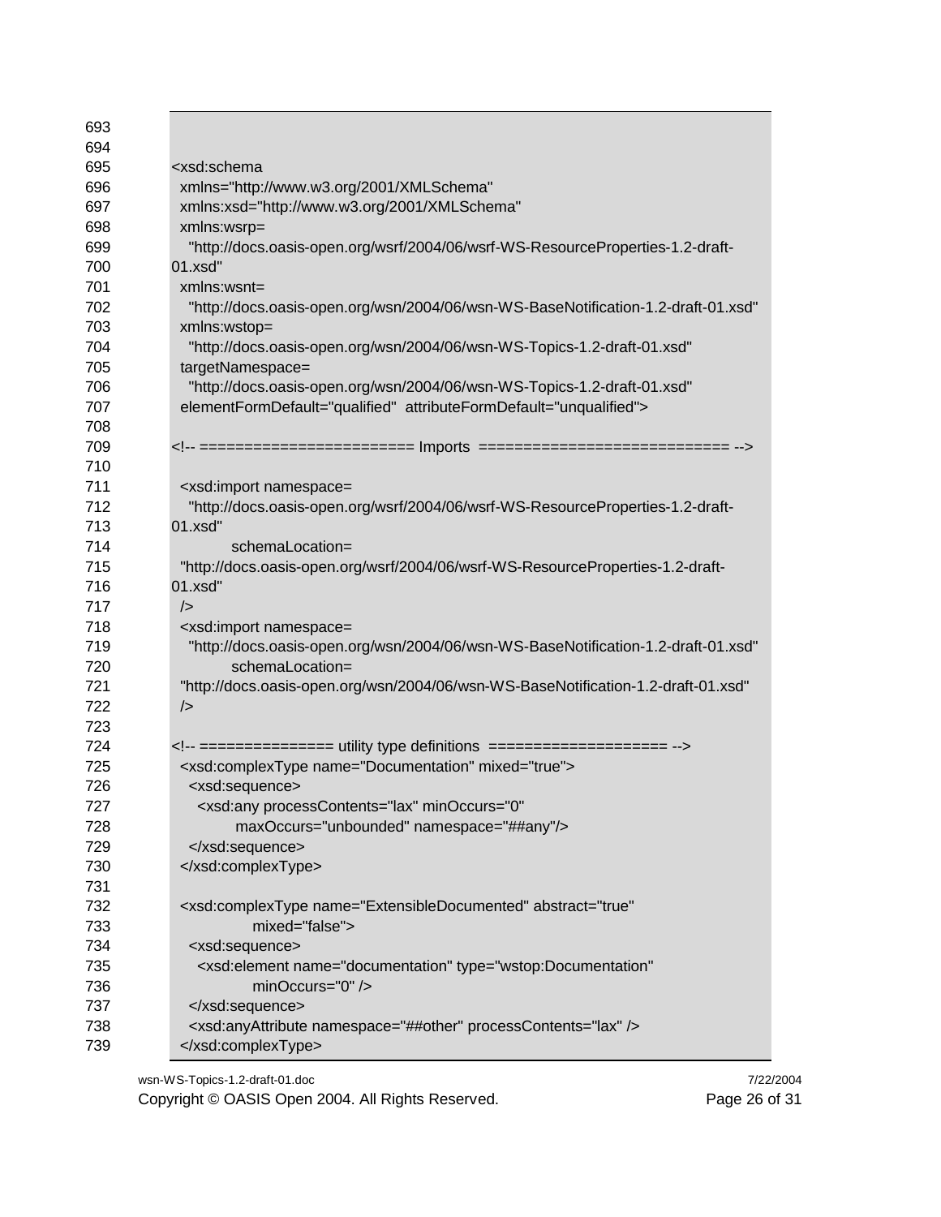```
<xsd:schema
  xmlns="http://www.w3.org/2001/XMLSchema"
  xmlns:xsd="http://www.w3.org/2001/XMLSchema"
  xmlns:wsrp=
    "http://docs.oasis-open.org/wsrf/2004/06/wsrf-WS-ResourceProperties-1.2-draft-
01.xsd"
  xmlns:wsnt=
    "http://docs.oasis-open.org/wsn/2004/06/wsn-WS-BaseNotification-1.2-draft-01.xsd"
  xmlns:wstop=
    "http://docs.oasis-open.org/wsn/2004/06/wsn-WS-Topics-1.2-draft-01.xsd"
  targetNamespace=
    "http://docs.oasis-open.org/wsn/2004/06/wsn-WS-Topics-1.2-draft-01.xsd"
  elementFormDefault="qualified"  attributeFormDefault="unqualified">

<!-- ======================= Imports  =========================== -->

  <xsd:import namespace=
    "http://docs.oasis-open.org/wsrf/2004/06/wsrf-WS-ResourceProperties-1.2-draft-
01.xsd"
         schemaLocation=
    "http://docs.oasis-open.org/wsrf/2004/06/wsrf-WS-ResourceProperties-1.2-draft-
01.xsd"
  />
  <xsd:import namespace=
    "http://docs.oasis-open.org/wsn/2004/06/wsn-WS-BaseNotification-1.2-draft-01.xsd"
         schemaLocation=
    "http://docs.oasis-open.org/wsn/2004/06/wsn-WS-BaseNotification-1.2-draft-01.xsd"
  />

<!-- ============== utility type definitions  ==================== -->
  <xsd:complexType name="Documentation" mixed="true">
    <xsd:sequence>
      <xsd:any processContents="lax" minOccurs="0"
            maxOccurs="unbounded" namespace="##any"/>
    </xsd:sequence>
  </xsd:complexType>

  <xsd:complexType name="ExtensibleDocumented" abstract="true"
              mixed="false">
    <xsd:sequence>
      <xsd:element name="documentation" type="wstop:Documentation"
              minOccurs="0" />
    </xsd:sequence>
    <xsd:anyAttribute namespace="##other" processContents="lax" />
  </xsd:complexType>
```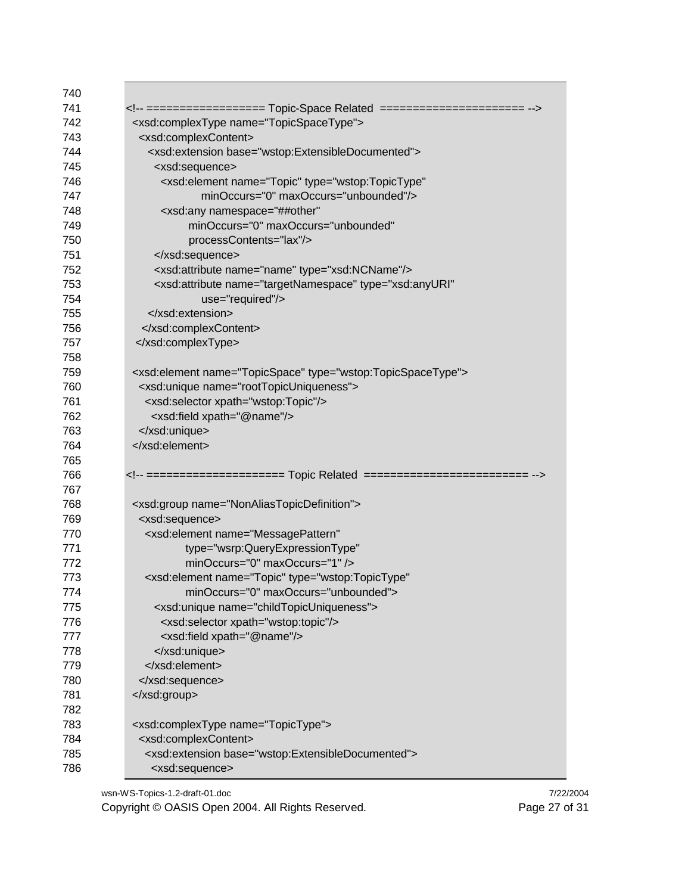```
740
741     <!-- ================== Topic-Space Related  ====================== -->
742       <xsd:complexType name="TopicSpaceType">
743         <xsd:complexContent>
744           <xsd:extension base="wstop:ExtensibleDocumented">
745             <xsd:sequence>
746               <xsd:element name="Topic" type="wstop:TopicType"
747                       minOccurs="0" maxOccurs="unbounded"/>
748               <xsd:any namespace="##other"
749                     minOccurs="0" maxOccurs="unbounded"
750                     processContents="lax"/>
751             </xsd:sequence>
752             <xsd:attribute name="name" type="xsd:NCName"/>
753             <xsd:attribute name="targetNamespace" type="xsd:anyURI"
754                       use="required"/>
755           </xsd:extension>
756         </xsd:complexContent>
757       </xsd:complexType>
758
759       <xsd:element name="TopicSpace" type="wstop:TopicSpaceType">
760         <xsd:unique name="rootTopicUniqueness">
761           <xsd:selector xpath="wstop:Topic"/>
762             <xsd:field xpath="@name"/>
763         </xsd:unique>
764       </xsd:element>
765
766     <!-- ===================== Topic Related  ========================= -->
767
768       <xsd:group name="NonAliasTopicDefinition">
769         <xsd:sequence>
770           <xsd:element name="MessagePattern"
771                   type="wsrp:QueryExpressionType"
772                   minOccurs="0" maxOccurs="1" />
773           <xsd:element name="Topic" type="wstop:TopicType"
774                   minOccurs="0" maxOccurs="unbounded">
775             <xsd:unique name="childTopicUniqueness">
776               <xsd:selector xpath="wstop:topic"/>
777               <xsd:field xpath="@name"/>
778             </xsd:unique>
779           </xsd:element>
780         </xsd:sequence>
781       </xsd:group>
782
783       <xsd:complexType name="TopicType">
784         <xsd:complexContent>
785           <xsd:extension base="wstop:ExtensibleDocumented">
786             <xsd:sequence>
```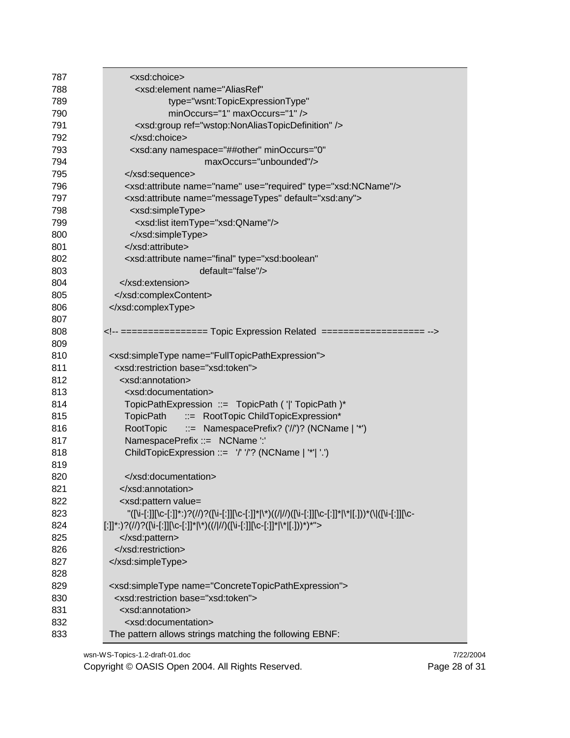```
787            <xsd:choice>
788              <xsd:element name="AliasRef"
789                        type="wsnt:TopicExpressionType"
790                        minOccurs="1" maxOccurs="1" />
791              <xsd:group ref="wstop:NonAliasTopicDefinition" />
792            </xsd:choice>
793            <xsd:any namespace="##other" minOccurs="0"
794                              maxOccurs="unbounded"/>
795          </xsd:sequence>
796          <xsd:attribute name="name" use="required" type="xsd:NCName"/>
797          <xsd:attribute name="messageTypes" default="xsd:any">
798            <xsd:simpleType>
799              <xsd:list itemType="xsd:QName"/>
800            </xsd:simpleType>
801          </xsd:attribute>
802          <xsd:attribute name="final" type="xsd:boolean"
803                              default="false"/>
804        </xsd:extension>
805      </xsd:complexContent>
806    </xsd:complexType>
807
808  <!-- =============== Topic Expression Related ================== -->
809
810    <xsd:simpleType name="FullTopicPathExpression">
811      <xsd:restriction base="xsd:token">
812        <xsd:annotation>
813          <xsd:documentation>
814          TopicPathExpression  ::=   TopicPath ( '|' TopicPath )*
815          TopicPath       ::=  RootTopic ChildTopicExpression*
816          RootTopic       ::=  NamespacePrefix? ('//')? (NCName | '*')
817          NamespacePrefix ::=   NCName ':'
818          ChildTopicExpression ::=   '/' '/'? (NCName | '*'| '.')
819
820          </xsd:documentation>
821        </xsd:annotation>
822        <xsd:pattern value=
823          "([\i-[:]][\c-[:]]*:)?(//)?([\i-[:]][\c-[:]]*|\*)((/|//)([\i-[:]][\c-[:]]*|\*|[.]))*(\|([\i-[:]][\c-
824  [:]]*:)?(//)?([\i-[:]][\c-[:]]*|\*)((/|//)([\i-[:]][\c-[:]]*|\*|[.]))*)*">
825        </xsd:pattern>
826      </xsd:restriction>
827    </xsd:simpleType>
828
829    <xsd:simpleType name="ConcreteTopicPathExpression">
830      <xsd:restriction base="xsd:token">
831        <xsd:annotation>
832          <xsd:documentation>
833   The pattern allows strings matching the following EBNF:
```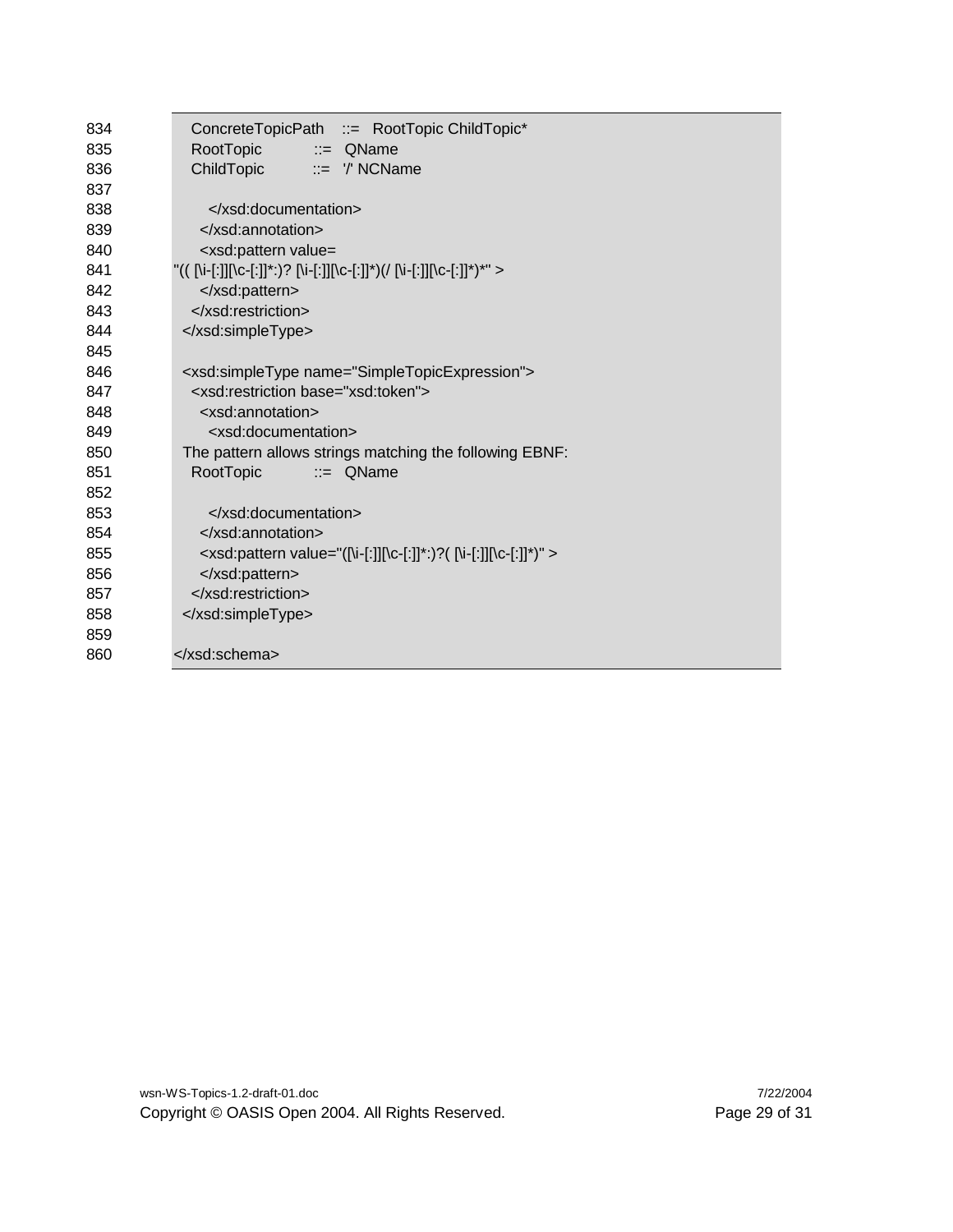```
834      ConcreteTopicPath   ::=  RootTopic ChildTopic*
835      RootTopic           ::=  QName
836      ChildTopic          ::=  '/' NCName
837
838        </xsd:documentation>
839      </xsd:annotation>
840      <xsd:pattern value=
841  "(( [\i-[:]][\c-[:]]*:)? [\i-[:]][\c-[:]]*)(/ [\i-[:]][\c-[:]]*)*" >
842      </xsd:pattern>
843    </xsd:restriction>
844  </xsd:simpleType>
845
846  <xsd:simpleType name="SimpleTopicExpression">
847    <xsd:restriction base="xsd:token">
848      <xsd:annotation>
849        <xsd:documentation>
850  The pattern allows strings matching the following EBNF:
851      RootTopic           ::=  QName
852
853        </xsd:documentation>
854      </xsd:annotation>
855      <xsd:pattern value="([\i-[:]][\c-[:]]*:)?( [\i-[:]][\c-[:]]*)" >
856      </xsd:pattern>
857    </xsd:restriction>
858  </xsd:simpleType>
859
860  </xsd:schema>
```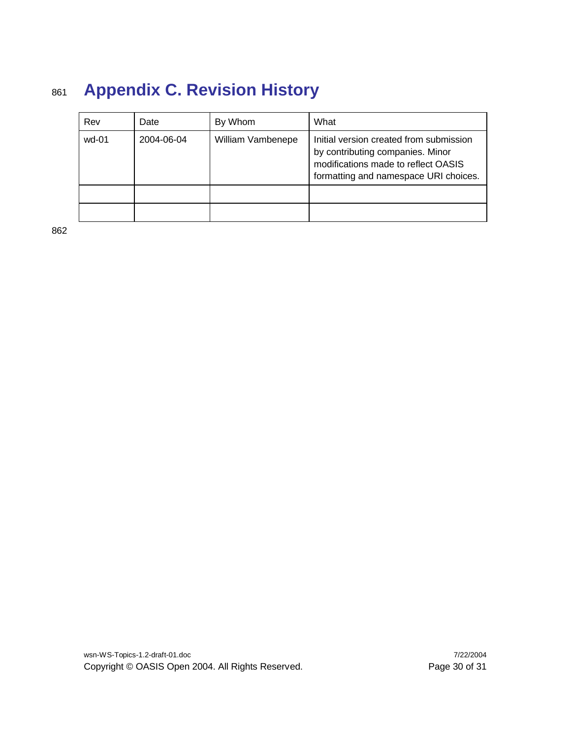# Appendix C. Revision History

| Rev | Date | By Whom | What |
|---|---|---|---|
| wd-01 | 2004-06-04 | William Vambenepe | Initial version created from submission by contributing companies. Minor modifications made to reflect OASIS formatting and namespace URI choices. |
| | | | |
| | | | |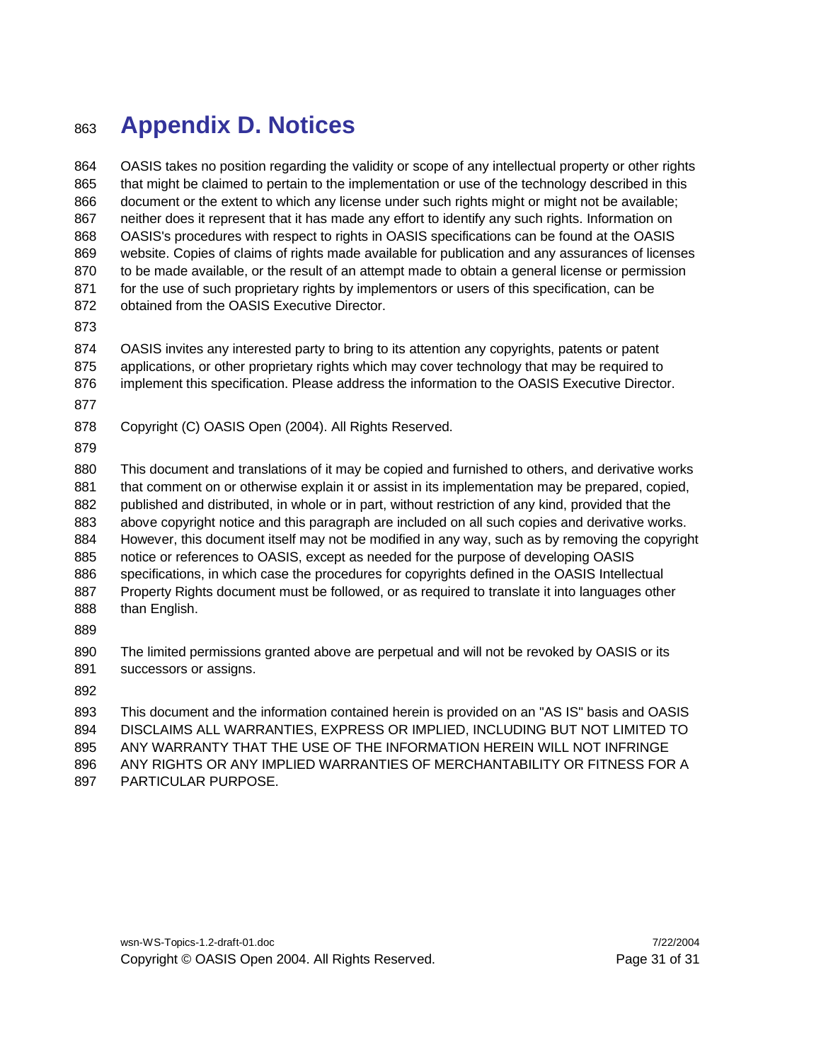# Appendix D. Notices

OASIS takes no position regarding the validity or scope of any intellectual property or other rights that might be claimed to pertain to the implementation or use of the technology described in this document or the extent to which any license under such rights might or might not be available; neither does it represent that it has made any effort to identify any such rights. Information on OASIS's procedures with respect to rights in OASIS specifications can be found at the OASIS website. Copies of claims of rights made available for publication and any assurances of licenses to be made available, or the result of an attempt made to obtain a general license or permission for the use of such proprietary rights by implementors or users of this specification, can be obtained from the OASIS Executive Director.

OASIS invites any interested party to bring to its attention any copyrights, patents or patent applications, or other proprietary rights which may cover technology that may be required to implement this specification. Please address the information to the OASIS Executive Director.

Copyright (C) OASIS Open (2004). All Rights Reserved.

This document and translations of it may be copied and furnished to others, and derivative works that comment on or otherwise explain it or assist in its implementation may be prepared, copied, published and distributed, in whole or in part, without restriction of any kind, provided that the above copyright notice and this paragraph are included on all such copies and derivative works. However, this document itself may not be modified in any way, such as by removing the copyright notice or references to OASIS, except as needed for the purpose of developing OASIS specifications, in which case the procedures for copyrights defined in the OASIS Intellectual Property Rights document must be followed, or as required to translate it into languages other than English.

The limited permissions granted above are perpetual and will not be revoked by OASIS or its successors or assigns.

This document and the information contained herein is provided on an "AS IS" basis and OASIS DISCLAIMS ALL WARRANTIES, EXPRESS OR IMPLIED, INCLUDING BUT NOT LIMITED TO ANY WARRANTY THAT THE USE OF THE INFORMATION HEREIN WILL NOT INFRINGE ANY RIGHTS OR ANY IMPLIED WARRANTIES OF MERCHANTABILITY OR FITNESS FOR A PARTICULAR PURPOSE.